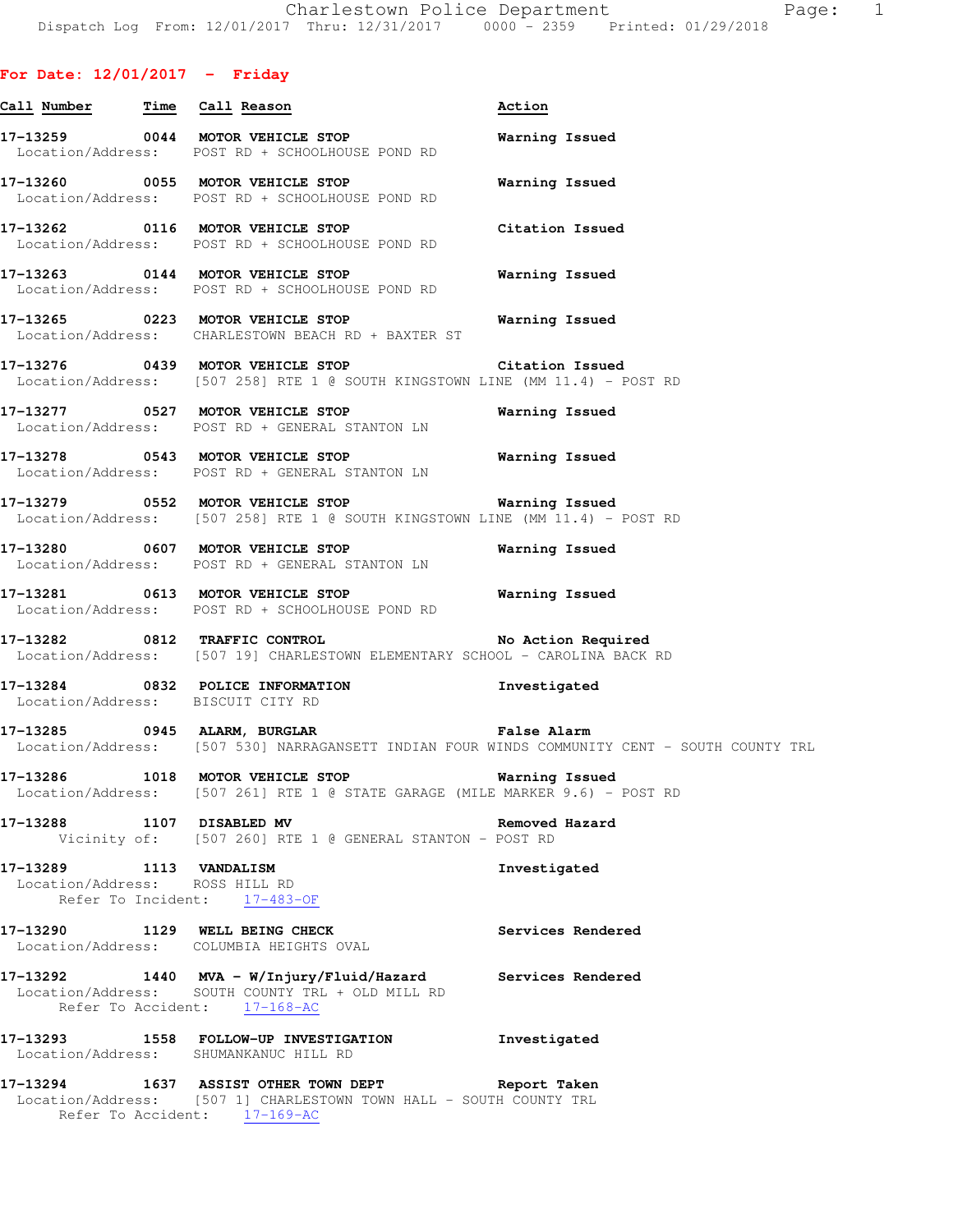**For Date: 12/01/2017 - Friday**

| Call Number | Time | Call Reason | Action |
|---|---|---|---|
| 17-13259 | 0044 | MOTOR VEHICLE STOP | Warning Issued |
| Location/Address: | | POST RD + SCHOOLHOUSE POND RD | |
| 17-13260 | 0055 | MOTOR VEHICLE STOP | Warning Issued |
| Location/Address: | | POST RD + SCHOOLHOUSE POND RD | |
| 17-13262 | 0116 | MOTOR VEHICLE STOP | Citation Issued |
| Location/Address: | | POST RD + SCHOOLHOUSE POND RD | |
| 17-13263 | 0144 | MOTOR VEHICLE STOP | Warning Issued |
| Location/Address: | | POST RD + SCHOOLHOUSE POND RD | |
| 17-13265 | 0223 | MOTOR VEHICLE STOP | Warning Issued |
| Location/Address: | | CHARLESTOWN BEACH RD + BAXTER ST | |
| 17-13276 | 0439 | MOTOR VEHICLE STOP | Citation Issued |
| Location/Address: | | [507 258] RTE 1 @ SOUTH KINGSTOWN LINE (MM 11.4) - POST RD | |
| 17-13277 | 0527 | MOTOR VEHICLE STOP | Warning Issued |
| Location/Address: | | POST RD + GENERAL STANTON LN | |
| 17-13278 | 0543 | MOTOR VEHICLE STOP | Warning Issued |
| Location/Address: | | POST RD + GENERAL STANTON LN | |
| 17-13279 | 0552 | MOTOR VEHICLE STOP | Warning Issued |
| Location/Address: | | [507 258] RTE 1 @ SOUTH KINGSTOWN LINE (MM 11.4) - POST RD | |
| 17-13280 | 0607 | MOTOR VEHICLE STOP | Warning Issued |
| Location/Address: | | POST RD + GENERAL STANTON LN | |
| 17-13281 | 0613 | MOTOR VEHICLE STOP | Warning Issued |
| Location/Address: | | POST RD + SCHOOLHOUSE POND RD | |
| 17-13282 | 0812 | TRAFFIC CONTROL | No Action Required |
| Location/Address: | | [507 19] CHARLESTOWN ELEMENTARY SCHOOL - CAROLINA BACK RD | |
| 17-13284 | 0832 | POLICE INFORMATION | Investigated |
| Location/Address: | | BISCUIT CITY RD | |
| 17-13285 | 0945 | ALARM, BURGLAR | False Alarm |
| Location/Address: | | [507 530] NARRAGANSETT INDIAN FOUR WINDS COMMUNITY CENT - SOUTH COUNTY TRL | |
| 17-13286 | 1018 | MOTOR VEHICLE STOP | Warning Issued |
| Location/Address: | | [507 261] RTE 1 @ STATE GARAGE (MILE MARKER 9.6) - POST RD | |
| 17-13288 | 1107 | DISABLED MV | Removed Hazard |
| Vicinity of: | | [507 260] RTE 1 @ GENERAL STANTON - POST RD | |
| 17-13289 | 1113 | VANDALISM | Investigated |
| Location/Address: | | ROSS HILL RD | |
| Refer To Incident: | | 17-483-OF | |
| 17-13290 | 1129 | WELL BEING CHECK | Services Rendered |
| Location/Address: | | COLUMBIA HEIGHTS OVAL | |
| 17-13292 | 1440 | MVA - W/Injury/Fluid/Hazard | Services Rendered |
| Location/Address: | | SOUTH COUNTY TRL + OLD MILL RD | |
| Refer To Accident: | | 17-168-AC | |
| 17-13293 | 1558 | FOLLOW-UP INVESTIGATION | Investigated |
| Location/Address: | | SHUMANKANUC HILL RD | |
| 17-13294 | 1637 | ASSIST OTHER TOWN DEPT | Report Taken |
| Location/Address: | | [507 1] CHARLESTOWN TOWN HALL - SOUTH COUNTY TRL | |
| Refer To Accident: | | 17-169-AC | |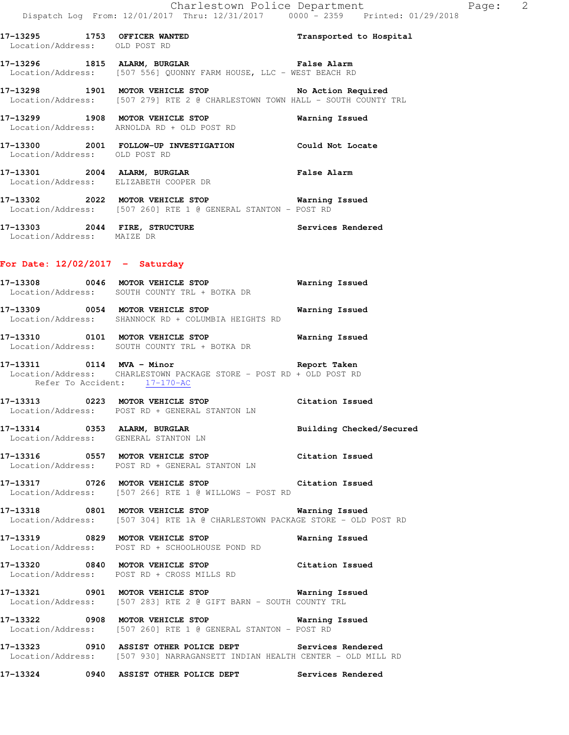17-13295 1753 OFFICER WANTED Transported to Hospital
Location/Address: OLD POST RD

17-13296 1815 ALARM, BURGLAR False Alarm
Location/Address: [507 556] QUONNY FARM HOUSE, LLC - WEST BEACH RD

17-13298 1901 MOTOR VEHICLE STOP No Action Required
Location/Address: [507 279] RTE 2 @ CHARLESTOWN TOWN HALL - SOUTH COUNTY TRL

17-13299 1908 MOTOR VEHICLE STOP Warning Issued
Location/Address: ARNOLDA RD + OLD POST RD

17-13300 2001 FOLLOW-UP INVESTIGATION Could Not Locate
Location/Address: OLD POST RD

17-13301 2004 ALARM, BURGLAR False Alarm
Location/Address: ELIZABETH COOPER DR

17-13302 2022 MOTOR VEHICLE STOP Warning Issued
Location/Address: [507 260] RTE 1 @ GENERAL STANTON - POST RD

17-13303 2044 FIRE, STRUCTURE Services Rendered
Location/Address: MAIZE DR

**For Date: 12/02/2017 - Saturday**

17-13308 0046 MOTOR VEHICLE STOP Warning Issued
Location/Address: SOUTH COUNTY TRL + BOTKA DR

17-13309 0054 MOTOR VEHICLE STOP Warning Issued
Location/Address: SHANNOCK RD + COLUMBIA HEIGHTS RD

17-13310 0101 MOTOR VEHICLE STOP Warning Issued
Location/Address: SOUTH COUNTY TRL + BOTKA DR

17-13311 0114 MVA - Minor Report Taken
Location/Address: CHARLESTOWN PACKAGE STORE - POST RD + OLD POST RD
Refer To Accident: 17-170-AC

17-13313 0223 MOTOR VEHICLE STOP Citation Issued
Location/Address: POST RD + GENERAL STANTON LN

17-13314 0353 ALARM, BURGLAR Building Checked/Secured
Location/Address: GENERAL STANTON LN

17-13316 0557 MOTOR VEHICLE STOP Citation Issued
Location/Address: POST RD + GENERAL STANTON LN

17-13317 0726 MOTOR VEHICLE STOP Citation Issued
Location/Address: [507 266] RTE 1 @ WILLOWS - POST RD

17-13318 0801 MOTOR VEHICLE STOP Warning Issued
Location/Address: [507 304] RTE 1A @ CHARLESTOWN PACKAGE STORE - OLD POST RD

17-13319 0829 MOTOR VEHICLE STOP Warning Issued
Location/Address: POST RD + SCHOOLHOUSE POND RD

17-13320 0840 MOTOR VEHICLE STOP Citation Issued
Location/Address: POST RD + CROSS MILLS RD

17-13321 0901 MOTOR VEHICLE STOP Warning Issued
Location/Address: [507 283] RTE 2 @ GIFT BARN - SOUTH COUNTY TRL

17-13322 0908 MOTOR VEHICLE STOP Warning Issued
Location/Address: [507 260] RTE 1 @ GENERAL STANTON - POST RD

17-13323 0910 ASSIST OTHER POLICE DEPT Services Rendered
Location/Address: [507 930] NARRAGANSETT INDIAN HEALTH CENTER - OLD MILL RD

17-13324 0940 ASSIST OTHER POLICE DEPT Services Rendered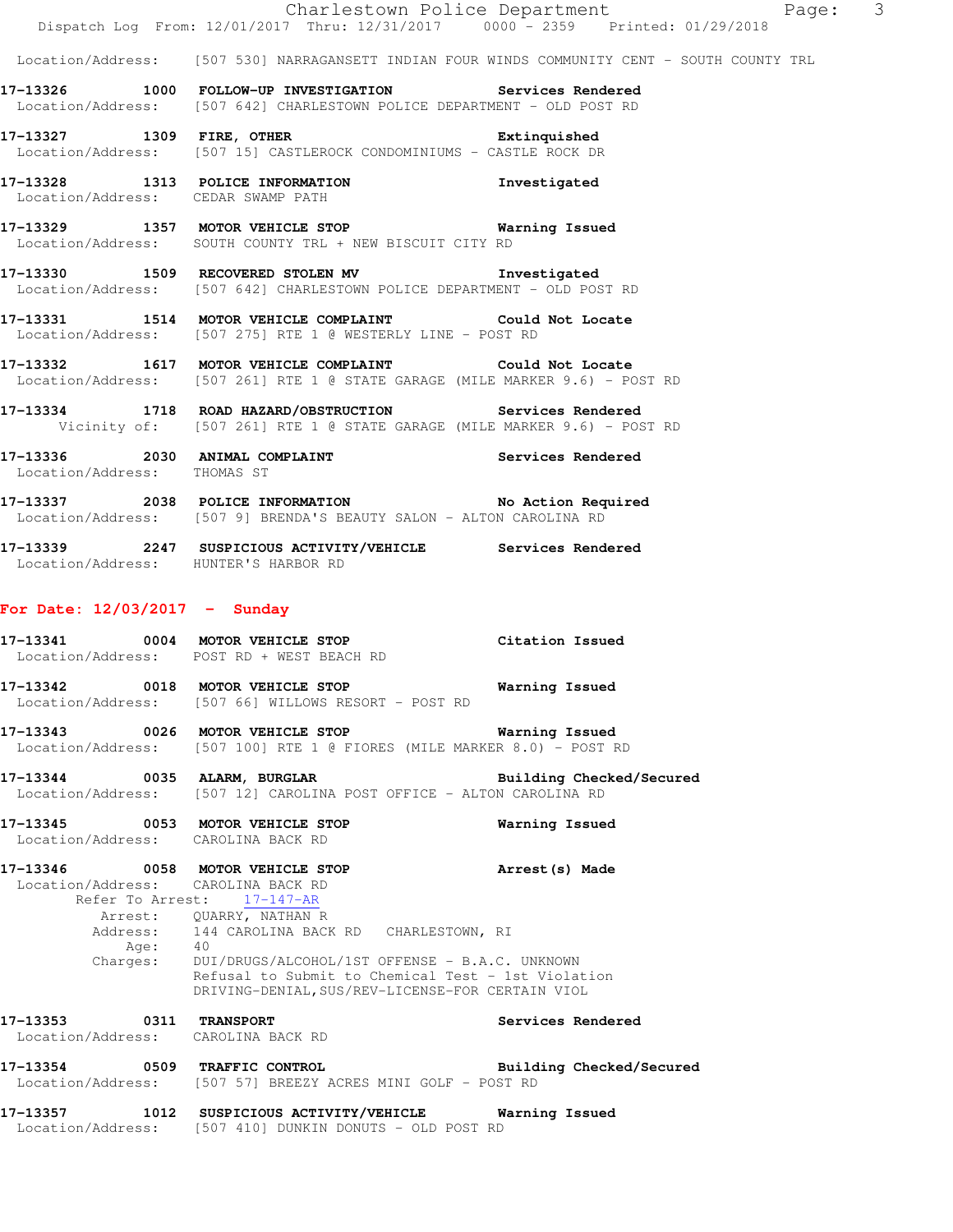Location/Address: [507 530] NARRAGANSETT INDIAN FOUR WINDS COMMUNITY CENT - SOUTH COUNTY TRL

**17-13326 1000 FOLLOW-UP INVESTIGATION** Services Rendered
Location/Address: [507 642] CHARLESTOWN POLICE DEPARTMENT - OLD POST RD

**17-13327 1309 FIRE, OTHER** Extinguished
Location/Address: [507 15] CASTLEROCK CONDOMINIUMS - CASTLE ROCK DR

**17-13328 1313 POLICE INFORMATION** Investigated
Location/Address: CEDAR SWAMP PATH

**17-13329 1357 MOTOR VEHICLE STOP** Warning Issued
Location/Address: SOUTH COUNTY TRL + NEW BISCUIT CITY RD

**17-13330 1509 RECOVERED STOLEN MV** Investigated
Location/Address: [507 642] CHARLESTOWN POLICE DEPARTMENT - OLD POST RD

**17-13331 1514 MOTOR VEHICLE COMPLAINT** Could Not Locate
Location/Address: [507 275] RTE 1 @ WESTERLY LINE - POST RD

**17-13332 1617 MOTOR VEHICLE COMPLAINT** Could Not Locate
Location/Address: [507 261] RTE 1 @ STATE GARAGE (MILE MARKER 9.6) - POST RD

**17-13334 1718 ROAD HAZARD/OBSTRUCTION** Services Rendered
Vicinity of: [507 261] RTE 1 @ STATE GARAGE (MILE MARKER 9.6) - POST RD

**17-13336 2030 ANIMAL COMPLAINT** Services Rendered
Location/Address: THOMAS ST

**17-13337 2038 POLICE INFORMATION** No Action Required
Location/Address: [507 9] BRENDA'S BEAUTY SALON - ALTON CAROLINA RD

**17-13339 2247 SUSPICIOUS ACTIVITY/VEHICLE** Services Rendered
Location/Address: HUNTER'S HARBOR RD

## For Date: 12/03/2017 - Sunday

**17-13341 0004 MOTOR VEHICLE STOP** Citation Issued
Location/Address: POST RD + WEST BEACH RD

**17-13342 0018 MOTOR VEHICLE STOP** Warning Issued
Location/Address: [507 66] WILLOWS RESORT - POST RD

**17-13343 0026 MOTOR VEHICLE STOP** Warning Issued
Location/Address: [507 100] RTE 1 @ FIORES (MILE MARKER 8.0) - POST RD

**17-13344 0035 ALARM, BURGLAR** Building Checked/Secured
Location/Address: [507 12] CAROLINA POST OFFICE - ALTON CAROLINA RD

**17-13345 0053 MOTOR VEHICLE STOP** Warning Issued
Location/Address: CAROLINA BACK RD

**17-13346 0058 MOTOR VEHICLE STOP** Arrest(s) Made
Location/Address: CAROLINA BACK RD
Refer To Arrest: 17-147-AR
Arrest: QUARRY, NATHAN R
Address: 144 CAROLINA BACK RD CHARLESTOWN, RI
Age: 40
Charges: DUI/DRUGS/ALCOHOL/1ST OFFENSE - B.A.C. UNKNOWN
Refusal to Submit to Chemical Test - 1st Violation
DRIVING-DENIAL,SUS/REV-LICENSE-FOR CERTAIN VIOL

**17-13353 0311 TRANSPORT** Services Rendered
Location/Address: CAROLINA BACK RD

**17-13354 0509 TRAFFIC CONTROL** Building Checked/Secured
Location/Address: [507 57] BREEZY ACRES MINI GOLF - POST RD

**17-13357 1012 SUSPICIOUS ACTIVITY/VEHICLE** Warning Issued
Location/Address: [507 410] DUNKIN DONUTS - OLD POST RD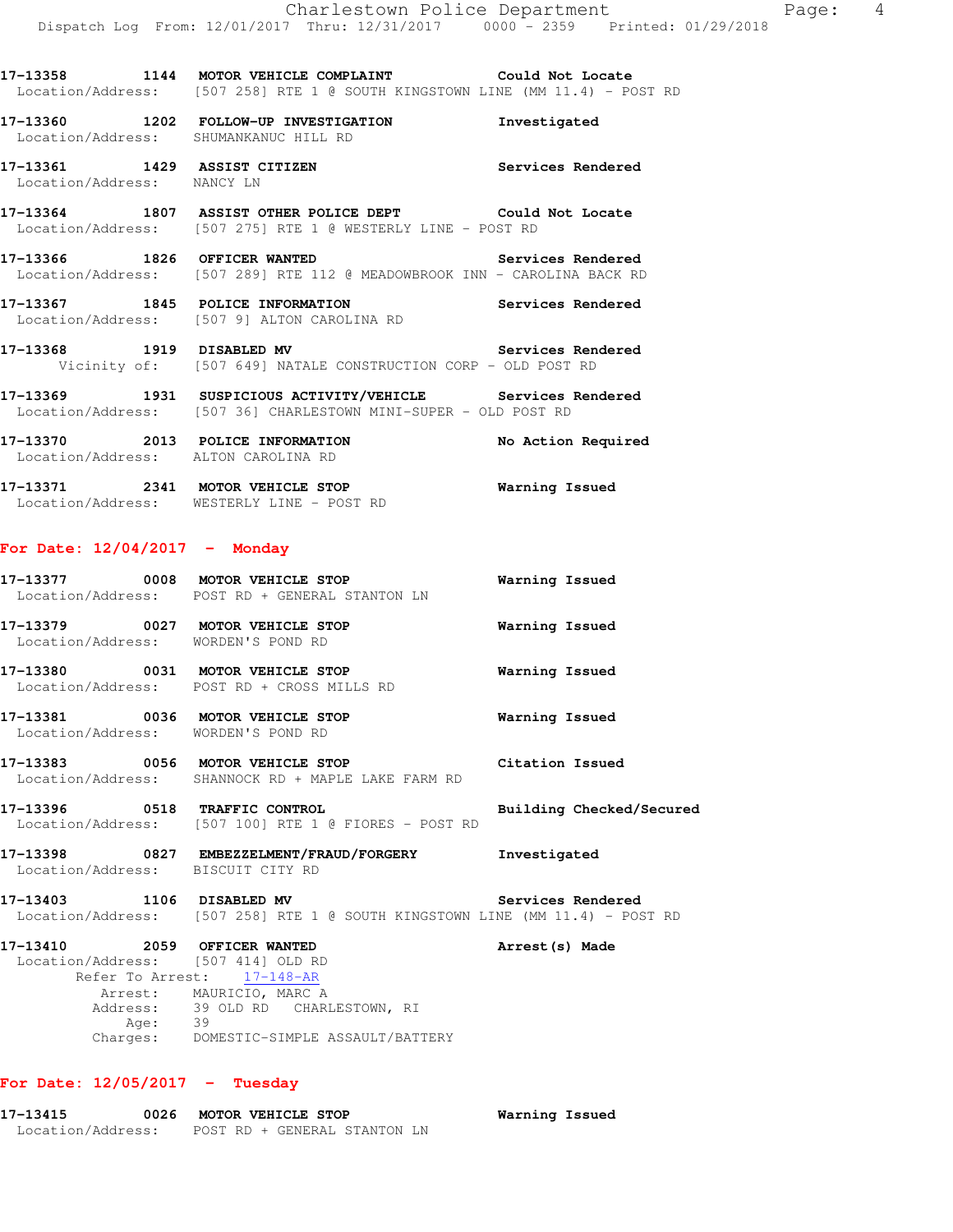**17-13358 1144 MOTOR VEHICLE COMPLAINT** Could Not Locate
Location/Address: [507 258] RTE 1 @ SOUTH KINGSTOWN LINE (MM 11.4) - POST RD

**17-13360 1202 FOLLOW-UP INVESTIGATION** Investigated
Location/Address: SHUMANKANUC HILL RD

**17-13361 1429 ASSIST CITIZEN** Services Rendered
Location/Address: NANCY LN

**17-13364 1807 ASSIST OTHER POLICE DEPT** Could Not Locate
Location/Address: [507 275] RTE 1 @ WESTERLY LINE - POST RD

**17-13366 1826 OFFICER WANTED** Services Rendered
Location/Address: [507 289] RTE 112 @ MEADOWBROOK INN - CAROLINA BACK RD

**17-13367 1845 POLICE INFORMATION** Services Rendered
Location/Address: [507 9] ALTON CAROLINA RD

**17-13368 1919 DISABLED MV** Services Rendered
Vicinity of: [507 649] NATALE CONSTRUCTION CORP - OLD POST RD

**17-13369 1931 SUSPICIOUS ACTIVITY/VEHICLE** Services Rendered
Location/Address: [507 36] CHARLESTOWN MINI-SUPER - OLD POST RD

**17-13370 2013 POLICE INFORMATION** No Action Required
Location/Address: ALTON CAROLINA RD

**17-13371 2341 MOTOR VEHICLE STOP** Warning Issued
Location/Address: WESTERLY LINE - POST RD

## For Date: 12/04/2017 - Monday

**17-13377 0008 MOTOR VEHICLE STOP** Warning Issued
Location/Address: POST RD + GENERAL STANTON LN

**17-13379 0027 MOTOR VEHICLE STOP** Warning Issued
Location/Address: WORDEN'S POND RD

**17-13380 0031 MOTOR VEHICLE STOP** Warning Issued
Location/Address: POST RD + CROSS MILLS RD

**17-13381 0036 MOTOR VEHICLE STOP** Warning Issued
Location/Address: WORDEN'S POND RD

**17-13383 0056 MOTOR VEHICLE STOP** Citation Issued
Location/Address: SHANNOCK RD + MAPLE LAKE FARM RD

**17-13396 0518 TRAFFIC CONTROL** Building Checked/Secured
Location/Address: [507 100] RTE 1 @ FIORES - POST RD

**17-13398 0827 EMBEZZELMENT/FRAUD/FORGERY** Investigated
Location/Address: BISCUIT CITY RD

**17-13403 1106 DISABLED MV** Services Rendered
Location/Address: [507 258] RTE 1 @ SOUTH KINGSTOWN LINE (MM 11.4) - POST RD

**17-13410 2059 OFFICER WANTED** Arrest(s) Made
Location/Address: [507 414] OLD RD
Refer To Arrest: 17-148-AR
Arrest: MAURICIO, MARC A
Address: 39 OLD RD CHARLESTOWN, RI
Age: 39
Charges: DOMESTIC-SIMPLE ASSAULT/BATTERY

## For Date: 12/05/2017 - Tuesday

**17-13415 0026 MOTOR VEHICLE STOP** Warning Issued
Location/Address: POST RD + GENERAL STANTON LN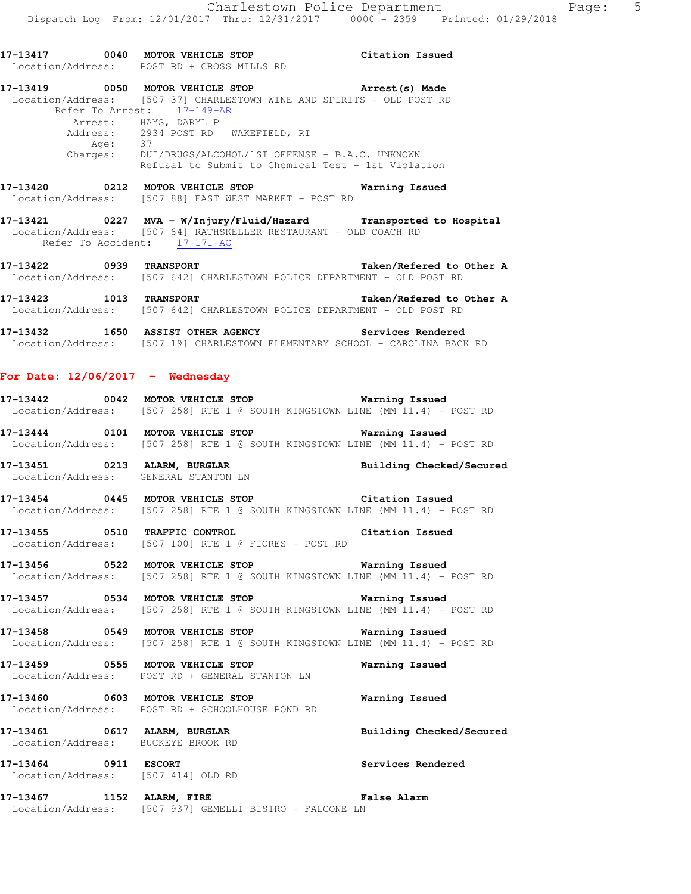17-13417 0040 **MOTOR VEHICLE STOP** **Citation Issued**
Location/Address: POST RD + CROSS MILLS RD

17-13419 0050 **MOTOR VEHICLE STOP** **Arrest(s) Made**
Location/Address: [507 37] CHARLESTOWN WINE AND SPIRITS - OLD POST RD
Refer To Arrest: 17-149-AR
Arrest: HAYS, DARYL P
Address: 2934 POST RD WAKEFIELD, RI
Age: 37
Charges: DUI/DRUGS/ALCOHOL/1ST OFFENSE - B.A.C. UNKNOWN
Refusal to Submit to Chemical Test - 1st Violation

17-13420 0212 **MOTOR VEHICLE STOP** **Warning Issued**
Location/Address: [507 88] EAST WEST MARKET - POST RD

17-13421 0227 **MVA - W/Injury/Fluid/Hazard** **Transported to Hospital**
Location/Address: [507 64] RATHSKELLER RESTAURANT - OLD COACH RD
Refer To Accident: 17-171-AC

17-13422 0939 **TRANSPORT** **Taken/Refered to Other A**
Location/Address: [507 642] CHARLESTOWN POLICE DEPARTMENT - OLD POST RD

17-13423 1013 **TRANSPORT** **Taken/Refered to Other A**
Location/Address: [507 642] CHARLESTOWN POLICE DEPARTMENT - OLD POST RD

17-13432 1650 **ASSIST OTHER AGENCY** **Services Rendered**
Location/Address: [507 19] CHARLESTOWN ELEMENTARY SCHOOL - CAROLINA BACK RD

## For Date: 12/06/2017 - Wednesday

17-13442 0042 **MOTOR VEHICLE STOP** **Warning Issued**
Location/Address: [507 258] RTE 1 @ SOUTH KINGSTOWN LINE (MM 11.4) - POST RD

17-13444 0101 **MOTOR VEHICLE STOP** **Warning Issued**
Location/Address: [507 258] RTE 1 @ SOUTH KINGSTOWN LINE (MM 11.4) - POST RD

17-13451 0213 **ALARM, BURGLAR** **Building Checked/Secured**
Location/Address: GENERAL STANTON LN

17-13454 0445 **MOTOR VEHICLE STOP** **Citation Issued**
Location/Address: [507 258] RTE 1 @ SOUTH KINGSTOWN LINE (MM 11.4) - POST RD

17-13455 0510 **TRAFFIC CONTROL** **Citation Issued**
Location/Address: [507 100] RTE 1 @ FIORES - POST RD

17-13456 0522 **MOTOR VEHICLE STOP** **Warning Issued**
Location/Address: [507 258] RTE 1 @ SOUTH KINGSTOWN LINE (MM 11.4) - POST RD

17-13457 0534 **MOTOR VEHICLE STOP** **Warning Issued**
Location/Address: [507 258] RTE 1 @ SOUTH KINGSTOWN LINE (MM 11.4) - POST RD

17-13458 0549 **MOTOR VEHICLE STOP** **Warning Issued**
Location/Address: [507 258] RTE 1 @ SOUTH KINGSTOWN LINE (MM 11.4) - POST RD

17-13459 0555 **MOTOR VEHICLE STOP** **Warning Issued**
Location/Address: POST RD + GENERAL STANTON LN

17-13460 0603 **MOTOR VEHICLE STOP** **Warning Issued**
Location/Address: POST RD + SCHOOLHOUSE POND RD

17-13461 0617 **ALARM, BURGLAR** **Building Checked/Secured**
Location/Address: BUCKEYE BROOK RD

17-13464 0911 **ESCORT** **Services Rendered**
Location/Address: [507 414] OLD RD

17-13467 1152 **ALARM, FIRE** **False Alarm**
Location/Address: [507 937] GEMELLI BISTRO - FALCONE LN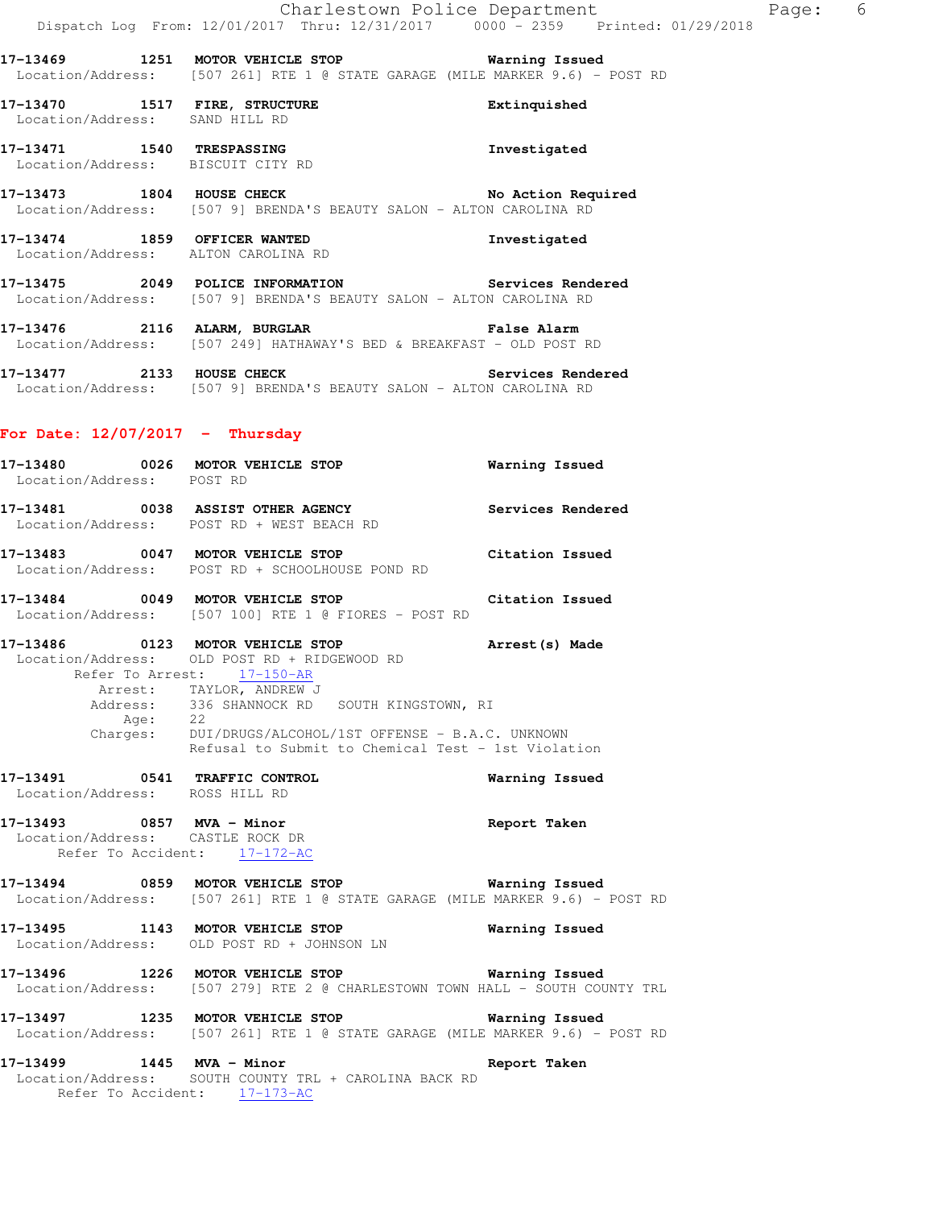**17-13469 1251 MOTOR VEHICLE STOP** — Warning Issued
Location/Address: [507 261] RTE 1 @ STATE GARAGE (MILE MARKER 9.6) - POST RD

**17-13470 1517 FIRE, STRUCTURE** — Extinguished
Location/Address: SAND HILL RD

**17-13471 1540 TRESPASSING** — Investigated
Location/Address: BISCUIT CITY RD

**17-13473 1804 HOUSE CHECK** — No Action Required
Location/Address: [507 9] BRENDA'S BEAUTY SALON - ALTON CAROLINA RD

**17-13474 1859 OFFICER WANTED** — Investigated
Location/Address: ALTON CAROLINA RD

**17-13475 2049 POLICE INFORMATION** — Services Rendered
Location/Address: [507 9] BRENDA'S BEAUTY SALON - ALTON CAROLINA RD

**17-13476 2116 ALARM, BURGLAR** — False Alarm
Location/Address: [507 249] HATHAWAY'S BED & BREAKFAST - OLD POST RD

**17-13477 2133 HOUSE CHECK** — Services Rendered
Location/Address: [507 9] BRENDA'S BEAUTY SALON - ALTON CAROLINA RD

## For Date: 12/07/2017 - Thursday

**17-13480 0026 MOTOR VEHICLE STOP** — Warning Issued
Location/Address: POST RD

**17-13481 0038 ASSIST OTHER AGENCY** — Services Rendered
Location/Address: POST RD + WEST BEACH RD

**17-13483 0047 MOTOR VEHICLE STOP** — Citation Issued
Location/Address: POST RD + SCHOOLHOUSE POND RD

**17-13484 0049 MOTOR VEHICLE STOP** — Citation Issued
Location/Address: [507 100] RTE 1 @ FIORES - POST RD

**17-13486 0123 MOTOR VEHICLE STOP** — Arrest(s) Made
Location/Address: OLD POST RD + RIDGEWOOD RD
Refer To Arrest: 17-150-AR
Arrest: TAYLOR, ANDREW J
Address: 336 SHANNOCK RD SOUTH KINGSTOWN, RI
Age: 22
Charges: DUI/DRUGS/ALCOHOL/1ST OFFENSE - B.A.C. UNKNOWN
Refusal to Submit to Chemical Test - 1st Violation

**17-13491 0541 TRAFFIC CONTROL** — Warning Issued
Location/Address: ROSS HILL RD

**17-13493 0857 MVA - Minor** — Report Taken
Location/Address: CASTLE ROCK DR
Refer To Accident: 17-172-AC

**17-13494 0859 MOTOR VEHICLE STOP** — Warning Issued
Location/Address: [507 261] RTE 1 @ STATE GARAGE (MILE MARKER 9.6) - POST RD

**17-13495 1143 MOTOR VEHICLE STOP** — Warning Issued
Location/Address: OLD POST RD + JOHNSON LN

**17-13496 1226 MOTOR VEHICLE STOP** — Warning Issued
Location/Address: [507 279] RTE 2 @ CHARLESTOWN TOWN HALL - SOUTH COUNTY TRL

**17-13497 1235 MOTOR VEHICLE STOP** — Warning Issued
Location/Address: [507 261] RTE 1 @ STATE GARAGE (MILE MARKER 9.6) - POST RD

**17-13499 1445 MVA - Minor** — Report Taken
Location/Address: SOUTH COUNTY TRL + CAROLINA BACK RD
Refer To Accident: 17-173-AC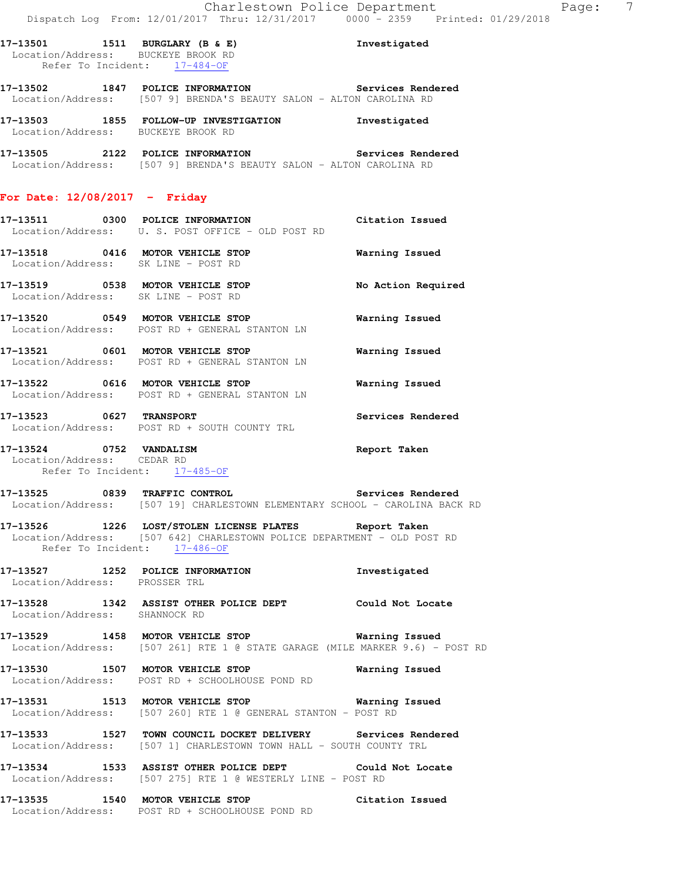17-13501 1511 **BURGLARY (B & E)** Investigated
Location/Address: BUCKEYE BROOK RD
Refer To Incident: 17-484-OF

17-13502 1847 **POLICE INFORMATION** Services Rendered
Location/Address: [507 9] BRENDA'S BEAUTY SALON - ALTON CAROLINA RD

17-13503 1855 **FOLLOW-UP INVESTIGATION** Investigated
Location/Address: BUCKEYE BROOK RD

17-13505 2122 **POLICE INFORMATION** Services Rendered
Location/Address: [507 9] BRENDA'S BEAUTY SALON - ALTON CAROLINA RD

## For Date: 12/08/2017 - Friday

17-13511 0300 **POLICE INFORMATION** Citation Issued
Location/Address: U. S. POST OFFICE - OLD POST RD

17-13518 0416 **MOTOR VEHICLE STOP** Warning Issued
Location/Address: SK LINE - POST RD

17-13519 0538 **MOTOR VEHICLE STOP** No Action Required
Location/Address: SK LINE - POST RD

17-13520 0549 **MOTOR VEHICLE STOP** Warning Issued
Location/Address: POST RD + GENERAL STANTON LN

17-13521 0601 **MOTOR VEHICLE STOP** Warning Issued
Location/Address: POST RD + GENERAL STANTON LN

17-13522 0616 **MOTOR VEHICLE STOP** Warning Issued
Location/Address: POST RD + GENERAL STANTON LN

17-13523 0627 **TRANSPORT** Services Rendered
Location/Address: POST RD + SOUTH COUNTY TRL

17-13524 0752 **VANDALISM** Report Taken
Location/Address: CEDAR RD
Refer To Incident: 17-485-OF

17-13525 0839 **TRAFFIC CONTROL** Services Rendered
Location/Address: [507 19] CHARLESTOWN ELEMENTARY SCHOOL - CAROLINA BACK RD

17-13526 1226 **LOST/STOLEN LICENSE PLATES** Report Taken
Location/Address: [507 642] CHARLESTOWN POLICE DEPARTMENT - OLD POST RD
Refer To Incident: 17-486-OF

17-13527 1252 **POLICE INFORMATION** Investigated
Location/Address: PROSSER TRL

17-13528 1342 **ASSIST OTHER POLICE DEPT** Could Not Locate
Location/Address: SHANNOCK RD

17-13529 1458 **MOTOR VEHICLE STOP** Warning Issued
Location/Address: [507 261] RTE 1 @ STATE GARAGE (MILE MARKER 9.6) - POST RD

17-13530 1507 **MOTOR VEHICLE STOP** Warning Issued
Location/Address: POST RD + SCHOOLHOUSE POND RD

17-13531 1513 **MOTOR VEHICLE STOP** Warning Issued
Location/Address: [507 260] RTE 1 @ GENERAL STANTON - POST RD

17-13533 1527 **TOWN COUNCIL DOCKET DELIVERY** Services Rendered
Location/Address: [507 1] CHARLESTOWN TOWN HALL - SOUTH COUNTY TRL

17-13534 1533 **ASSIST OTHER POLICE DEPT** Could Not Locate
Location/Address: [507 275] RTE 1 @ WESTERLY LINE - POST RD

17-13535 1540 **MOTOR VEHICLE STOP** Citation Issued
Location/Address: POST RD + SCHOOLHOUSE POND RD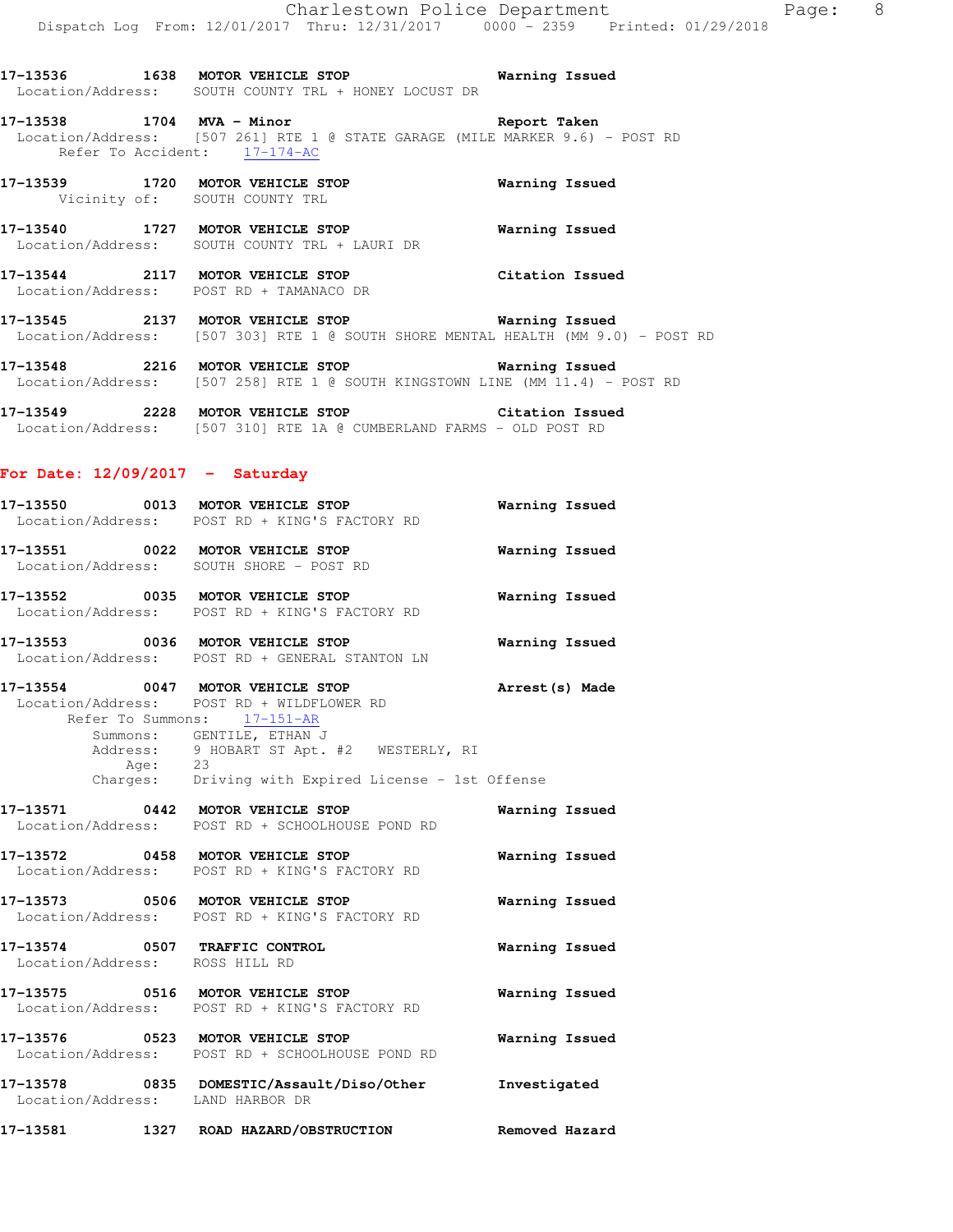17-13536 1638 MOTOR VEHICLE STOP Warning Issued
Location/Address: SOUTH COUNTY TRL + HONEY LOCUST DR

17-13538 1704 MVA - Minor Report Taken
Location/Address: [507 261] RTE 1 @ STATE GARAGE (MILE MARKER 9.6) - POST RD
Refer To Accident: 17-174-AC

17-13539 1720 MOTOR VEHICLE STOP Warning Issued
Vicinity of: SOUTH COUNTY TRL

17-13540 1727 MOTOR VEHICLE STOP Warning Issued
Location/Address: SOUTH COUNTY TRL + LAURI DR

17-13544 2117 MOTOR VEHICLE STOP Citation Issued
Location/Address: POST RD + TAMANACO DR

17-13545 2137 MOTOR VEHICLE STOP Warning Issued
Location/Address: [507 303] RTE 1 @ SOUTH SHORE MENTAL HEALTH (MM 9.0) - POST RD

17-13548 2216 MOTOR VEHICLE STOP Warning Issued
Location/Address: [507 258] RTE 1 @ SOUTH KINGSTOWN LINE (MM 11.4) - POST RD

17-13549 2228 MOTOR VEHICLE STOP Citation Issued
Location/Address: [507 310] RTE 1A @ CUMBERLAND FARMS - OLD POST RD

**For Date: 12/09/2017 - Saturday**

17-13550 0013 MOTOR VEHICLE STOP Warning Issued
Location/Address: POST RD + KING'S FACTORY RD

17-13551 0022 MOTOR VEHICLE STOP Warning Issued
Location/Address: SOUTH SHORE - POST RD

17-13552 0035 MOTOR VEHICLE STOP Warning Issued
Location/Address: POST RD + KING'S FACTORY RD

17-13553 0036 MOTOR VEHICLE STOP Warning Issued
Location/Address: POST RD + GENERAL STANTON LN

17-13554 0047 MOTOR VEHICLE STOP Arrest(s) Made
Location/Address: POST RD + WILDFLOWER RD
Refer To Summons: 17-151-AR
Summons: GENTILE, ETHAN J
Address: 9 HOBART ST Apt. #2 WESTERLY, RI
Age: 23
Charges: Driving with Expired License - 1st Offense

17-13571 0442 MOTOR VEHICLE STOP Warning Issued
Location/Address: POST RD + SCHOOLHOUSE POND RD

17-13572 0458 MOTOR VEHICLE STOP Warning Issued
Location/Address: POST RD + KING'S FACTORY RD

17-13573 0506 MOTOR VEHICLE STOP Warning Issued
Location/Address: POST RD + KING'S FACTORY RD

17-13574 0507 TRAFFIC CONTROL Warning Issued
Location/Address: ROSS HILL RD

17-13575 0516 MOTOR VEHICLE STOP Warning Issued
Location/Address: POST RD + KING'S FACTORY RD

17-13576 0523 MOTOR VEHICLE STOP Warning Issued
Location/Address: POST RD + SCHOOLHOUSE POND RD

17-13578 0835 DOMESTIC/Assault/Diso/Other Investigated
Location/Address: LAND HARBOR DR

17-13581 1327 ROAD HAZARD/OBSTRUCTION Removed Hazard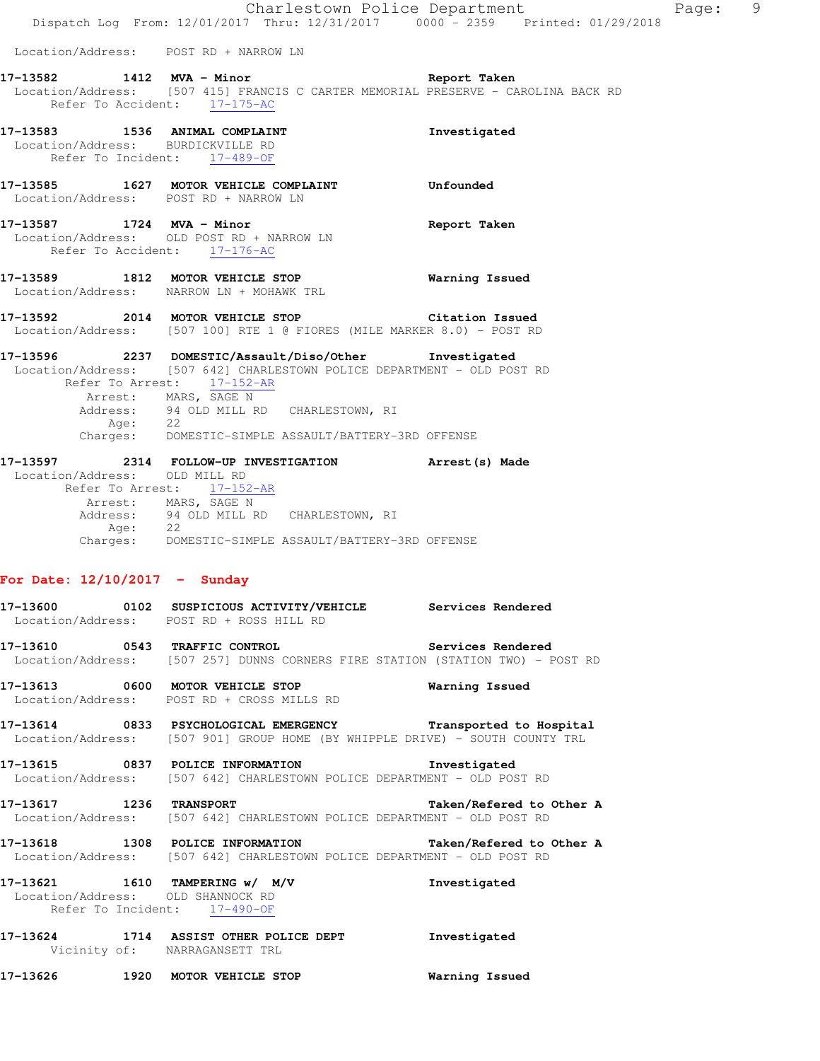Location/Address: POST RD + NARROW LN

**17-13582 1412 MVA - Minor** Report Taken
Location/Address: [507 415] FRANCIS C CARTER MEMORIAL PRESERVE - CAROLINA BACK RD
Refer To Accident: 17-175-AC

**17-13583 1536 ANIMAL COMPLAINT** Investigated
Location/Address: BURDICKVILLE RD
Refer To Incident: 17-489-OF

**17-13585 1627 MOTOR VEHICLE COMPLAINT** Unfounded
Location/Address: POST RD + NARROW LN

**17-13587 1724 MVA - Minor** Report Taken
Location/Address: OLD POST RD + NARROW LN
Refer To Accident: 17-176-AC

**17-13589 1812 MOTOR VEHICLE STOP** Warning Issued
Location/Address: NARROW LN + MOHAWK TRL

**17-13592 2014 MOTOR VEHICLE STOP** Citation Issued
Location/Address: [507 100] RTE 1 @ FIORES (MILE MARKER 8.0) - POST RD

**17-13596 2237 DOMESTIC/Assault/Diso/Other** Investigated
Location/Address: [507 642] CHARLESTOWN POLICE DEPARTMENT - OLD POST RD
Refer To Arrest: 17-152-AR
Arrest: MARS, SAGE N
Address: 94 OLD MILL RD CHARLESTOWN, RI
Age: 22
Charges: DOMESTIC-SIMPLE ASSAULT/BATTERY-3RD OFFENSE

**17-13597 2314 FOLLOW-UP INVESTIGATION** Arrest(s) Made
Location/Address: OLD MILL RD
Refer To Arrest: 17-152-AR
Arrest: MARS, SAGE N
Address: 94 OLD MILL RD CHARLESTOWN, RI
Age: 22
Charges: DOMESTIC-SIMPLE ASSAULT/BATTERY-3RD OFFENSE

## For Date: 12/10/2017 - Sunday

**17-13600 0102 SUSPICIOUS ACTIVITY/VEHICLE** Services Rendered
Location/Address: POST RD + ROSS HILL RD

**17-13610 0543 TRAFFIC CONTROL** Services Rendered
Location/Address: [507 257] DUNNS CORNERS FIRE STATION (STATION TWO) - POST RD

**17-13613 0600 MOTOR VEHICLE STOP** Warning Issued
Location/Address: POST RD + CROSS MILLS RD

**17-13614 0833 PSYCHOLOGICAL EMERGENCY** Transported to Hospital
Location/Address: [507 901] GROUP HOME (BY WHIPPLE DRIVE) - SOUTH COUNTY TRL

**17-13615 0837 POLICE INFORMATION** Investigated
Location/Address: [507 642] CHARLESTOWN POLICE DEPARTMENT - OLD POST RD

**17-13617 1236 TRANSPORT** Taken/Refered to Other A
Location/Address: [507 642] CHARLESTOWN POLICE DEPARTMENT - OLD POST RD

**17-13618 1308 POLICE INFORMATION** Taken/Refered to Other A
Location/Address: [507 642] CHARLESTOWN POLICE DEPARTMENT - OLD POST RD

**17-13621 1610 TAMPERING w/ M/V** Investigated
Location/Address: OLD SHANNOCK RD
Refer To Incident: 17-490-OF

**17-13624 1714 ASSIST OTHER POLICE DEPT** Investigated
Vicinity of: NARRAGANSETT TRL

**17-13626 1920 MOTOR VEHICLE STOP** Warning Issued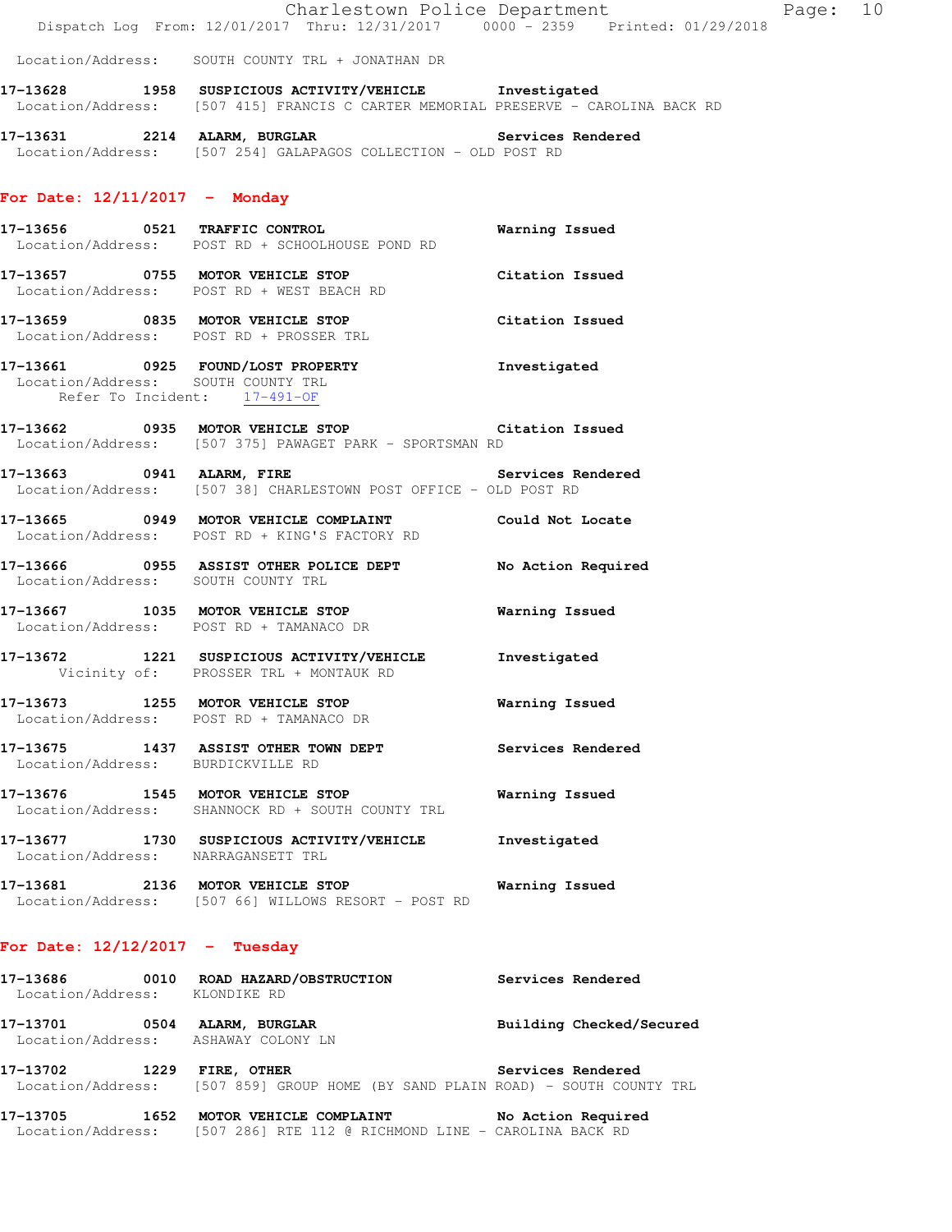Location/Address: SOUTH COUNTY TRL + JONATHAN DR

**17-13628 1958 SUSPICIOUS ACTIVITY/VEHICLE Investigated**
Location/Address: [507 415] FRANCIS C CARTER MEMORIAL PRESERVE - CAROLINA BACK RD

**17-13631 2214 ALARM, BURGLAR Services Rendered**
Location/Address: [507 254] GALAPAGOS COLLECTION - OLD POST RD

## For Date: 12/11/2017 - Monday

**17-13656 0521 TRAFFIC CONTROL Warning Issued**
Location/Address: POST RD + SCHOOLHOUSE POND RD

**17-13657 0755 MOTOR VEHICLE STOP Citation Issued**
Location/Address: POST RD + WEST BEACH RD

**17-13659 0835 MOTOR VEHICLE STOP Citation Issued**
Location/Address: POST RD + PROSSER TRL

**17-13661 0925 FOUND/LOST PROPERTY Investigated**
Location/Address: SOUTH COUNTY TRL
Refer To Incident: 17-491-OF

**17-13662 0935 MOTOR VEHICLE STOP Citation Issued**
Location/Address: [507 375] PAWAGET PARK - SPORTSMAN RD

**17-13663 0941 ALARM, FIRE Services Rendered**
Location/Address: [507 38] CHARLESTOWN POST OFFICE - OLD POST RD

**17-13665 0949 MOTOR VEHICLE COMPLAINT Could Not Locate**
Location/Address: POST RD + KING'S FACTORY RD

**17-13666 0955 ASSIST OTHER POLICE DEPT No Action Required**
Location/Address: SOUTH COUNTY TRL

**17-13667 1035 MOTOR VEHICLE STOP Warning Issued**
Location/Address: POST RD + TAMANACO DR

**17-13672 1221 SUSPICIOUS ACTIVITY/VEHICLE Investigated**
Vicinity of: PROSSER TRL + MONTAUK RD

**17-13673 1255 MOTOR VEHICLE STOP Warning Issued**
Location/Address: POST RD + TAMANACO DR

**17-13675 1437 ASSIST OTHER TOWN DEPT Services Rendered**
Location/Address: BURDICKVILLE RD

**17-13676 1545 MOTOR VEHICLE STOP Warning Issued**
Location/Address: SHANNOCK RD + SOUTH COUNTY TRL

**17-13677 1730 SUSPICIOUS ACTIVITY/VEHICLE Investigated**
Location/Address: NARRAGANSETT TRL

**17-13681 2136 MOTOR VEHICLE STOP Warning Issued**
Location/Address: [507 66] WILLOWS RESORT - POST RD

## For Date: 12/12/2017 - Tuesday

**17-13686 0010 ROAD HAZARD/OBSTRUCTION Services Rendered**
Location/Address: KLONDIKE RD

**17-13701 0504 ALARM, BURGLAR Building Checked/Secured**
Location/Address: ASHAWAY COLONY LN

**17-13702 1229 FIRE, OTHER Services Rendered**
Location/Address: [507 859] GROUP HOME (BY SAND PLAIN ROAD) - SOUTH COUNTY TRL

**17-13705 1652 MOTOR VEHICLE COMPLAINT No Action Required**
Location/Address: [507 286] RTE 112 @ RICHMOND LINE - CAROLINA BACK RD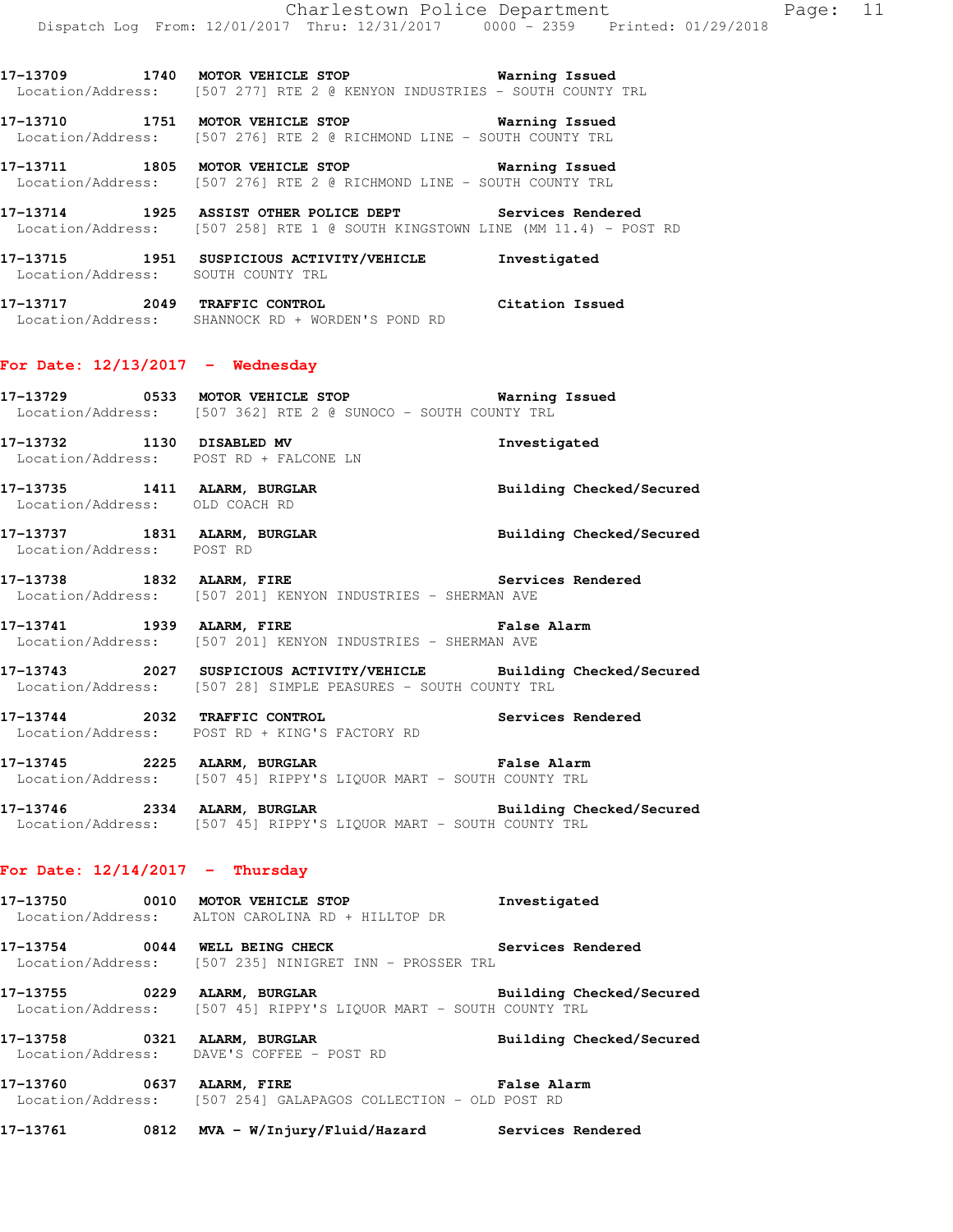17-13709 1740 **MOTOR VEHICLE STOP** Warning Issued
Location/Address: [507 277] RTE 2 @ KENYON INDUSTRIES - SOUTH COUNTY TRL

17-13710 1751 **MOTOR VEHICLE STOP** Warning Issued
Location/Address: [507 276] RTE 2 @ RICHMOND LINE - SOUTH COUNTY TRL

17-13711 1805 **MOTOR VEHICLE STOP** Warning Issued
Location/Address: [507 276] RTE 2 @ RICHMOND LINE - SOUTH COUNTY TRL

17-13714 1925 **ASSIST OTHER POLICE DEPT** Services Rendered
Location/Address: [507 258] RTE 1 @ SOUTH KINGSTOWN LINE (MM 11.4) - POST RD

17-13715 1951 **SUSPICIOUS ACTIVITY/VEHICLE** Investigated
Location/Address: SOUTH COUNTY TRL

17-13717 2049 **TRAFFIC CONTROL** Citation Issued
Location/Address: SHANNOCK RD + WORDEN'S POND RD

## For Date: 12/13/2017 - Wednesday

17-13729 0533 **MOTOR VEHICLE STOP** Warning Issued
Location/Address: [507 362] RTE 2 @ SUNOCO - SOUTH COUNTY TRL

17-13732 1130 **DISABLED MV** Investigated
Location/Address: POST RD + FALCONE LN

17-13735 1411 **ALARM, BURGLAR** Building Checked/Secured
Location/Address: OLD COACH RD

17-13737 1831 **ALARM, BURGLAR** Building Checked/Secured
Location/Address: POST RD

17-13738 1832 **ALARM, FIRE** Services Rendered
Location/Address: [507 201] KENYON INDUSTRIES - SHERMAN AVE

17-13741 1939 **ALARM, FIRE** False Alarm
Location/Address: [507 201] KENYON INDUSTRIES - SHERMAN AVE

17-13743 2027 **SUSPICIOUS ACTIVITY/VEHICLE** Building Checked/Secured
Location/Address: [507 28] SIMPLE PEASURES - SOUTH COUNTY TRL

17-13744 2032 **TRAFFIC CONTROL** Services Rendered
Location/Address: POST RD + KING'S FACTORY RD

17-13745 2225 **ALARM, BURGLAR** False Alarm
Location/Address: [507 45] RIPPY'S LIQUOR MART - SOUTH COUNTY TRL

17-13746 2334 **ALARM, BURGLAR** Building Checked/Secured
Location/Address: [507 45] RIPPY'S LIQUOR MART - SOUTH COUNTY TRL

## For Date: 12/14/2017 - Thursday

17-13750 0010 **MOTOR VEHICLE STOP** Investigated
Location/Address: ALTON CAROLINA RD + HILLTOP DR

17-13754 0044 **WELL BEING CHECK** Services Rendered
Location/Address: [507 235] NINIGRET INN - PROSSER TRL

17-13755 0229 **ALARM, BURGLAR** Building Checked/Secured
Location/Address: [507 45] RIPPY'S LIQUOR MART - SOUTH COUNTY TRL

17-13758 0321 **ALARM, BURGLAR** Building Checked/Secured
Location/Address: DAVE'S COFFEE - POST RD

17-13760 0637 **ALARM, FIRE** False Alarm
Location/Address: [507 254] GALAPAGOS COLLECTION - OLD POST RD

17-13761 0812 **MVA - W/Injury/Fluid/Hazard** Services Rendered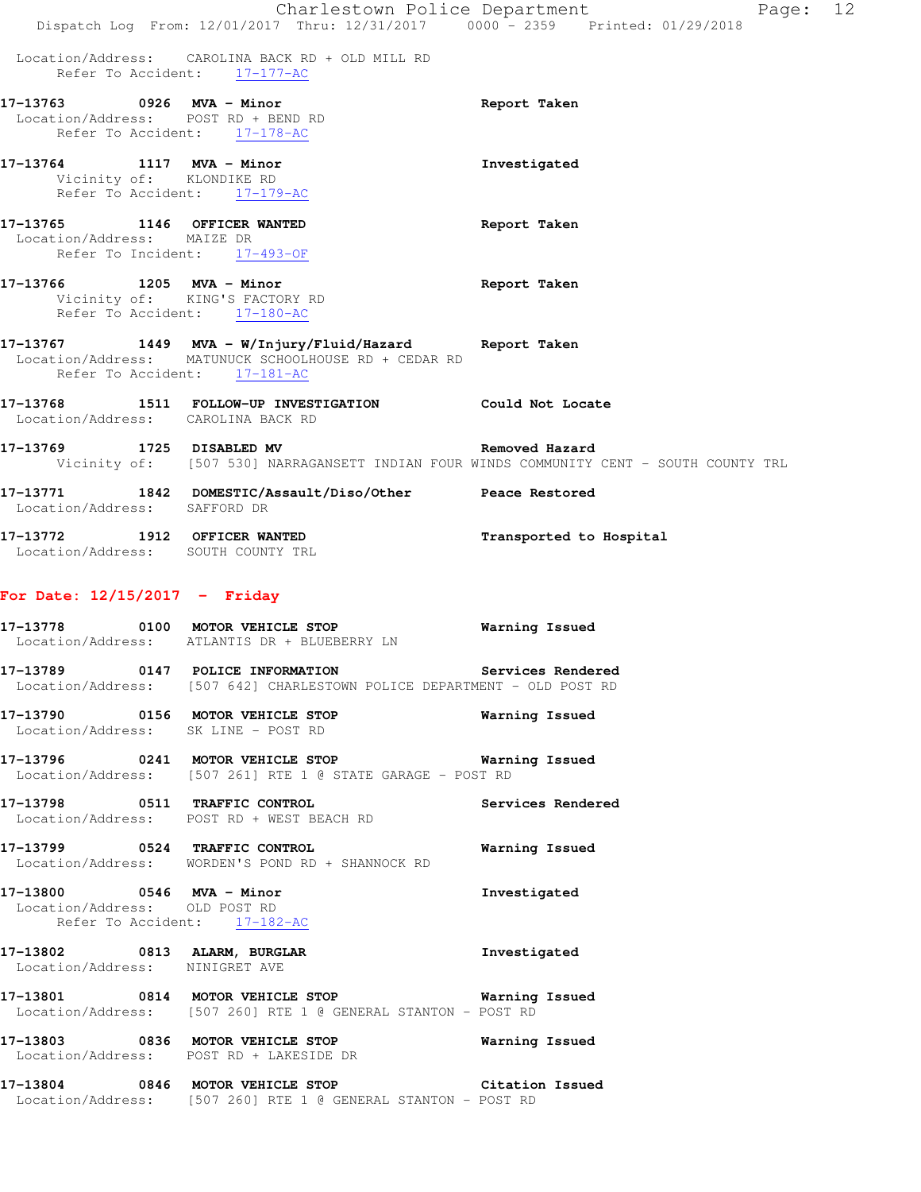Location/Address: CAROLINA BACK RD + OLD MILL RD
Refer To Accident: 17-177-AC

**17-13763 0926 MVA - Minor** Report Taken
Location/Address: POST RD + BEND RD
Refer To Accident: 17-178-AC

**17-13764 1117 MVA - Minor** Investigated
Vicinity of: KLONDIKE RD
Refer To Accident: 17-179-AC

**17-13765 1146 OFFICER WANTED** Report Taken
Location/Address: MAIZE DR
Refer To Incident: 17-493-OF

**17-13766 1205 MVA - Minor** Report Taken
Vicinity of: KING'S FACTORY RD
Refer To Accident: 17-180-AC

**17-13767 1449 MVA - W/Injury/Fluid/Hazard** Report Taken
Location/Address: MATUNUCK SCHOOLHOUSE RD + CEDAR RD
Refer To Accident: 17-181-AC

**17-13768 1511 FOLLOW-UP INVESTIGATION** Could Not Locate
Location/Address: CAROLINA BACK RD

**17-13769 1725 DISABLED MV** Removed Hazard
Vicinity of: [507 530] NARRAGANSETT INDIAN FOUR WINDS COMMUNITY CENT - SOUTH COUNTY TRL

**17-13771 1842 DOMESTIC/Assault/Diso/Other** Peace Restored
Location/Address: SAFFORD DR

**17-13772 1912 OFFICER WANTED** Transported to Hospital
Location/Address: SOUTH COUNTY TRL

## For Date: 12/15/2017 - Friday

**17-13778 0100 MOTOR VEHICLE STOP** Warning Issued
Location/Address: ATLANTIS DR + BLUEBERRY LN

**17-13789 0147 POLICE INFORMATION** Services Rendered
Location/Address: [507 642] CHARLESTOWN POLICE DEPARTMENT - OLD POST RD

**17-13790 0156 MOTOR VEHICLE STOP** Warning Issued
Location/Address: SK LINE - POST RD

**17-13796 0241 MOTOR VEHICLE STOP** Warning Issued
Location/Address: [507 261] RTE 1 @ STATE GARAGE - POST RD

**17-13798 0511 TRAFFIC CONTROL** Services Rendered
Location/Address: POST RD + WEST BEACH RD

**17-13799 0524 TRAFFIC CONTROL** Warning Issued
Location/Address: WORDEN'S POND RD + SHANNOCK RD

**17-13800 0546 MVA - Minor** Investigated
Location/Address: OLD POST RD
Refer To Accident: 17-182-AC

**17-13802 0813 ALARM, BURGLAR** Investigated
Location/Address: NINIGRET AVE

**17-13801 0814 MOTOR VEHICLE STOP** Warning Issued
Location/Address: [507 260] RTE 1 @ GENERAL STANTON - POST RD

**17-13803 0836 MOTOR VEHICLE STOP** Warning Issued
Location/Address: POST RD + LAKESIDE DR

**17-13804 0846 MOTOR VEHICLE STOP** Citation Issued
Location/Address: [507 260] RTE 1 @ GENERAL STANTON - POST RD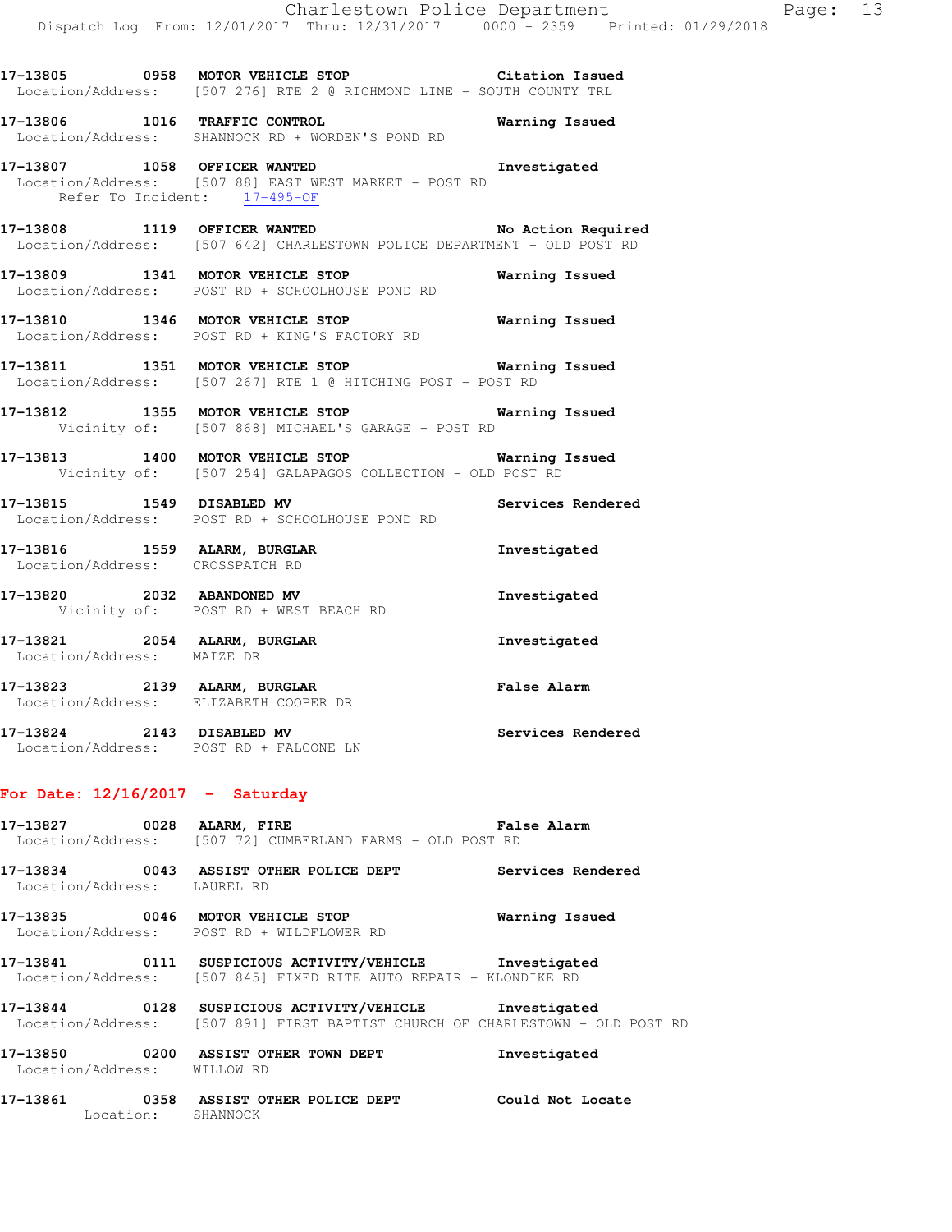17-13805 0958 **MOTOR VEHICLE STOP** Citation Issued
Location/Address: [507 276] RTE 2 @ RICHMOND LINE - SOUTH COUNTY TRL

17-13806 1016 **TRAFFIC CONTROL** Warning Issued
Location/Address: SHANNOCK RD + WORDEN'S POND RD

17-13807 1058 **OFFICER WANTED** Investigated
Location/Address: [507 88] EAST WEST MARKET - POST RD
Refer To Incident: 17-495-OF

17-13808 1119 **OFFICER WANTED** No Action Required
Location/Address: [507 642] CHARLESTOWN POLICE DEPARTMENT - OLD POST RD

17-13809 1341 **MOTOR VEHICLE STOP** Warning Issued
Location/Address: POST RD + SCHOOLHOUSE POND RD

17-13810 1346 **MOTOR VEHICLE STOP** Warning Issued
Location/Address: POST RD + KING'S FACTORY RD

17-13811 1351 **MOTOR VEHICLE STOP** Warning Issued
Location/Address: [507 267] RTE 1 @ HITCHING POST - POST RD

17-13812 1355 **MOTOR VEHICLE STOP** Warning Issued
Vicinity of: [507 868] MICHAEL'S GARAGE - POST RD

17-13813 1400 **MOTOR VEHICLE STOP** Warning Issued
Vicinity of: [507 254] GALAPAGOS COLLECTION - OLD POST RD

17-13815 1549 **DISABLED MV** Services Rendered
Location/Address: POST RD + SCHOOLHOUSE POND RD

17-13816 1559 **ALARM, BURGLAR** Investigated
Location/Address: CROSSPATCH RD

17-13820 2032 **ABANDONED MV** Investigated
Vicinity of: POST RD + WEST BEACH RD

17-13821 2054 **ALARM, BURGLAR** Investigated
Location/Address: MAIZE DR

17-13823 2139 **ALARM, BURGLAR** False Alarm
Location/Address: ELIZABETH COOPER DR

17-13824 2143 **DISABLED MV** Services Rendered
Location/Address: POST RD + FALCONE LN

## For Date: 12/16/2017 - Saturday

17-13827 0028 **ALARM, FIRE** False Alarm
Location/Address: [507 72] CUMBERLAND FARMS - OLD POST RD

17-13834 0043 **ASSIST OTHER POLICE DEPT** Services Rendered
Location/Address: LAUREL RD

17-13835 0046 **MOTOR VEHICLE STOP** Warning Issued
Location/Address: POST RD + WILDFLOWER RD

17-13841 0111 **SUSPICIOUS ACTIVITY/VEHICLE** Investigated
Location/Address: [507 845] FIXED RITE AUTO REPAIR - KLONDIKE RD

17-13844 0128 **SUSPICIOUS ACTIVITY/VEHICLE** Investigated
Location/Address: [507 891] FIRST BAPTIST CHURCH OF CHARLESTOWN - OLD POST RD

17-13850 0200 **ASSIST OTHER TOWN DEPT** Investigated
Location/Address: WILLOW RD

17-13861 0358 **ASSIST OTHER POLICE DEPT** Could Not Locate
Location: SHANNOCK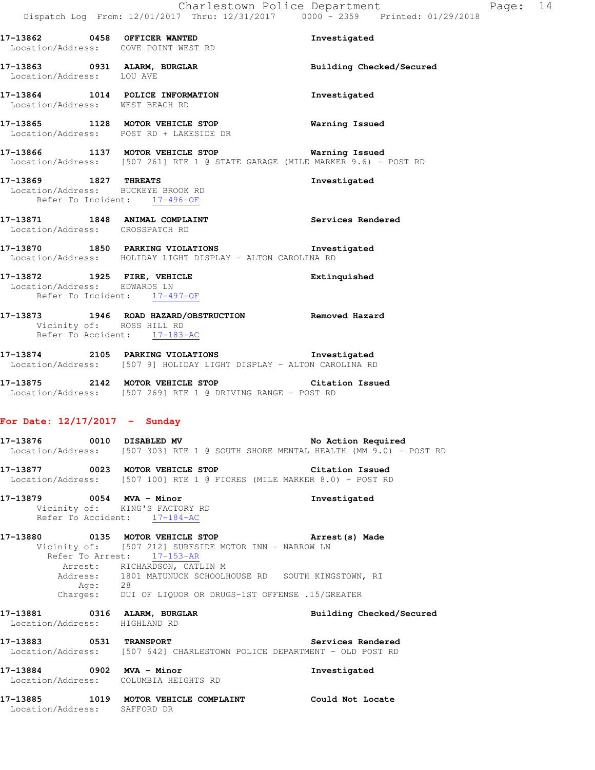17-13862 0458 OFFICER WANTED Investigated
Location/Address: COVE POINT WEST RD

17-13863 0931 ALARM, BURGLAR Building Checked/Secured
Location/Address: LOU AVE

17-13864 1014 POLICE INFORMATION Investigated
Location/Address: WEST BEACH RD

17-13865 1128 MOTOR VEHICLE STOP Warning Issued
Location/Address: POST RD + LAKESIDE DR

17-13866 1137 MOTOR VEHICLE STOP Warning Issued
Location/Address: [507 261] RTE 1 @ STATE GARAGE (MILE MARKER 9.6) - POST RD

17-13869 1827 THREATS Investigated
Location/Address: BUCKEYE BROOK RD
Refer To Incident: 17-496-OF

17-13871 1848 ANIMAL COMPLAINT Services Rendered
Location/Address: CROSSPATCH RD

17-13870 1850 PARKING VIOLATIONS Investigated
Location/Address: HOLIDAY LIGHT DISPLAY - ALTON CAROLINA RD

17-13872 1925 FIRE, VEHICLE Extinquished
Location/Address: EDWARDS LN
Refer To Incident: 17-497-OF

17-13873 1946 ROAD HAZARD/OBSTRUCTION Removed Hazard
Vicinity of: ROSS HILL RD
Refer To Accident: 17-183-AC

17-13874 2105 PARKING VIOLATIONS Investigated
Location/Address: [507 9] HOLIDAY LIGHT DISPLAY - ALTON CAROLINA RD

17-13875 2142 MOTOR VEHICLE STOP Citation Issued
Location/Address: [507 269] RTE 1 @ DRIVING RANGE - POST RD

**For Date: 12/17/2017 - Sunday**

17-13876 0010 DISABLED MV No Action Required
Location/Address: [507 303] RTE 1 @ SOUTH SHORE MENTAL HEALTH (MM 9.0) - POST RD

17-13877 0023 MOTOR VEHICLE STOP Citation Issued
Location/Address: [507 100] RTE 1 @ FIORES (MILE MARKER 8.0) - POST RD

17-13879 0054 MVA - Minor Investigated
Vicinity of: KING'S FACTORY RD
Refer To Accident: 17-184-AC

17-13880 0135 MOTOR VEHICLE STOP Arrest(s) Made
Vicinity of: [507 212] SURFSIDE MOTOR INN - NARROW LN
Refer To Arrest: 17-153-AR
Arrest: RICHARDSON, CATLIN M
Address: 1801 MATUNUCK SCHOOLHOUSE RD SOUTH KINGSTOWN, RI
Age: 28
Charges: DUI OF LIQUOR OR DRUGS-1ST OFFENSE .15/GREATER

17-13881 0316 ALARM, BURGLAR Building Checked/Secured
Location/Address: HIGHLAND RD

17-13883 0531 TRANSPORT Services Rendered
Location/Address: [507 642] CHARLESTOWN POLICE DEPARTMENT - OLD POST RD

17-13884 0902 MVA - Minor Investigated
Location/Address: COLUMBIA HEIGHTS RD

17-13885 1019 MOTOR VEHICLE COMPLAINT Could Not Locate
Location/Address: SAFFORD DR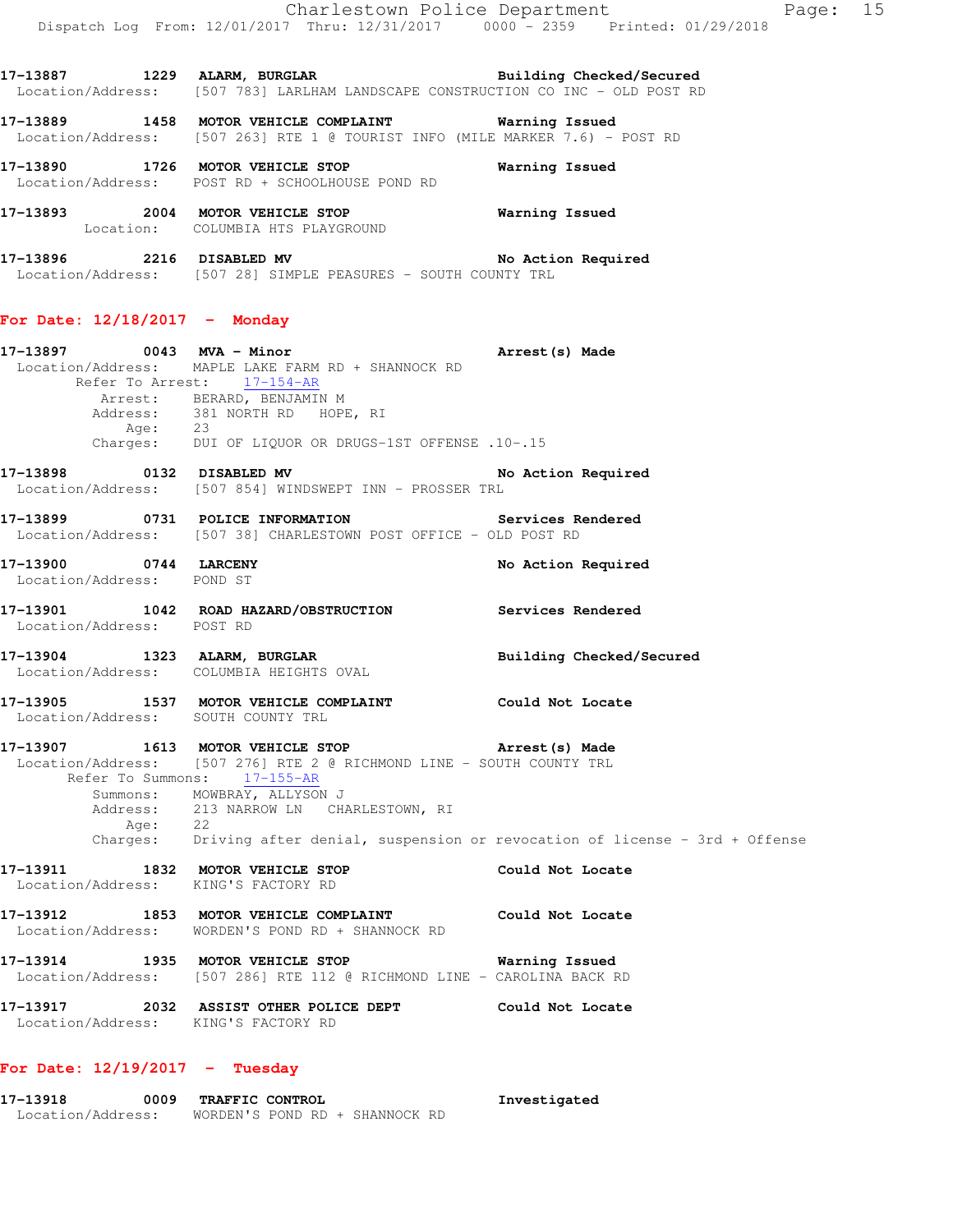17-13887 1229 **ALARM, BURGLAR** **Building Checked/Secured**
Location/Address: [507 783] LARLHAM LANDSCAPE CONSTRUCTION CO INC - OLD POST RD

17-13889 1458 **MOTOR VEHICLE COMPLAINT** **Warning Issued**
Location/Address: [507 263] RTE 1 @ TOURIST INFO (MILE MARKER 7.6) - POST RD

17-13890 1726 **MOTOR VEHICLE STOP** **Warning Issued**
Location/Address: POST RD + SCHOOLHOUSE POND RD

17-13893 2004 **MOTOR VEHICLE STOP** **Warning Issued**
Location: COLUMBIA HTS PLAYGROUND

17-13896 2216 **DISABLED MV** **No Action Required**
Location/Address: [507 28] SIMPLE PEASURES - SOUTH COUNTY TRL

## For Date: 12/18/2017 - Monday

17-13897 0043 **MVA - Minor** **Arrest(s) Made**
Location/Address: MAPLE LAKE FARM RD + SHANNOCK RD
Refer To Arrest: 17-154-AR
Arrest: BERARD, BENJAMIN M
Address: 381 NORTH RD HOPE, RI
Age: 23
Charges: DUI OF LIQUOR OR DRUGS-1ST OFFENSE .10-.15

17-13898 0132 **DISABLED MV** **No Action Required**
Location/Address: [507 854] WINDSWEPT INN - PROSSER TRL

17-13899 0731 **POLICE INFORMATION** **Services Rendered**
Location/Address: [507 38] CHARLESTOWN POST OFFICE - OLD POST RD

17-13900 0744 **LARCENY** **No Action Required**
Location/Address: POND ST

17-13901 1042 **ROAD HAZARD/OBSTRUCTION** **Services Rendered**
Location/Address: POST RD

17-13904 1323 **ALARM, BURGLAR** **Building Checked/Secured**
Location/Address: COLUMBIA HEIGHTS OVAL

17-13905 1537 **MOTOR VEHICLE COMPLAINT** **Could Not Locate**
Location/Address: SOUTH COUNTY TRL

17-13907 1613 **MOTOR VEHICLE STOP** **Arrest(s) Made**
Location/Address: [507 276] RTE 2 @ RICHMOND LINE - SOUTH COUNTY TRL
Refer To Summons: 17-155-AR
Summons: MOWBRAY, ALLYSON J
Address: 213 NARROW LN CHARLESTOWN, RI
Age: 22
Charges: Driving after denial, suspension or revocation of license - 3rd + Offense

17-13911 1832 **MOTOR VEHICLE STOP** **Could Not Locate**
Location/Address: KING'S FACTORY RD

17-13912 1853 **MOTOR VEHICLE COMPLAINT** **Could Not Locate**
Location/Address: WORDEN'S POND RD + SHANNOCK RD

17-13914 1935 **MOTOR VEHICLE STOP** **Warning Issued**
Location/Address: [507 286] RTE 112 @ RICHMOND LINE - CAROLINA BACK RD

17-13917 2032 **ASSIST OTHER POLICE DEPT** **Could Not Locate**
Location/Address: KING'S FACTORY RD

## For Date: 12/19/2017 - Tuesday

17-13918 0009 **TRAFFIC CONTROL** **Investigated**
Location/Address: WORDEN'S POND RD + SHANNOCK RD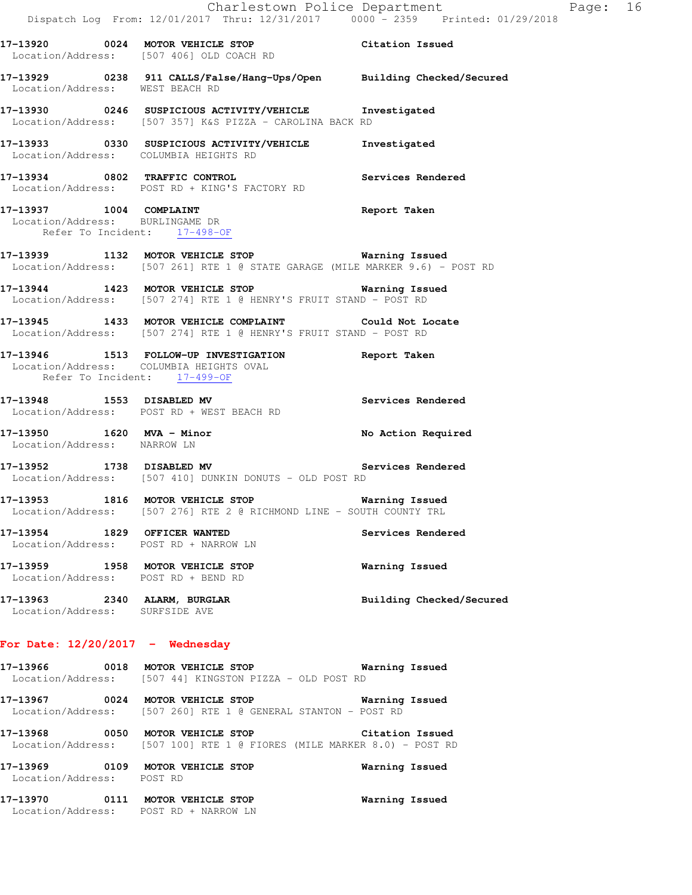17-13920 0024 MOTOR VEHICLE STOP Citation Issued
Location/Address: [507 406] OLD COACH RD

17-13929 0238 911 CALLS/False/Hang-Ups/Open Building Checked/Secured
Location/Address: WEST BEACH RD

17-13930 0246 SUSPICIOUS ACTIVITY/VEHICLE Investigated
Location/Address: [507 357] K&S PIZZA - CAROLINA BACK RD

17-13933 0330 SUSPICIOUS ACTIVITY/VEHICLE Investigated
Location/Address: COLUMBIA HEIGHTS RD

17-13934 0802 TRAFFIC CONTROL Services Rendered
Location/Address: POST RD + KING'S FACTORY RD

17-13937 1004 COMPLAINT Report Taken
Location/Address: BURLINGAME DR
Refer To Incident: 17-498-OF

17-13939 1132 MOTOR VEHICLE STOP Warning Issued
Location/Address: [507 261] RTE 1 @ STATE GARAGE (MILE MARKER 9.6) - POST RD

17-13944 1423 MOTOR VEHICLE STOP Warning Issued
Location/Address: [507 274] RTE 1 @ HENRY'S FRUIT STAND - POST RD

17-13945 1433 MOTOR VEHICLE COMPLAINT Could Not Locate
Location/Address: [507 274] RTE 1 @ HENRY'S FRUIT STAND - POST RD

17-13946 1513 FOLLOW-UP INVESTIGATION Report Taken
Location/Address: COLUMBIA HEIGHTS OVAL
Refer To Incident: 17-499-OF

17-13948 1553 DISABLED MV Services Rendered
Location/Address: POST RD + WEST BEACH RD

17-13950 1620 MVA - Minor No Action Required
Location/Address: NARROW LN

17-13952 1738 DISABLED MV Services Rendered
Location/Address: [507 410] DUNKIN DONUTS - OLD POST RD

17-13953 1816 MOTOR VEHICLE STOP Warning Issued
Location/Address: [507 276] RTE 2 @ RICHMOND LINE - SOUTH COUNTY TRL

17-13954 1829 OFFICER WANTED Services Rendered
Location/Address: POST RD + NARROW LN

17-13959 1958 MOTOR VEHICLE STOP Warning Issued
Location/Address: POST RD + BEND RD

17-13963 2340 ALARM, BURGLAR Building Checked/Secured
Location/Address: SURFSIDE AVE

## For Date: 12/20/2017 - Wednesday

17-13966 0018 MOTOR VEHICLE STOP Warning Issued
Location/Address: [507 44] KINGSTON PIZZA - OLD POST RD

17-13967 0024 MOTOR VEHICLE STOP Warning Issued
Location/Address: [507 260] RTE 1 @ GENERAL STANTON - POST RD

17-13968 0050 MOTOR VEHICLE STOP Citation Issued
Location/Address: [507 100] RTE 1 @ FIORES (MILE MARKER 8.0) - POST RD

17-13969 0109 MOTOR VEHICLE STOP Warning Issued
Location/Address: POST RD

17-13970 0111 MOTOR VEHICLE STOP Warning Issued
Location/Address: POST RD + NARROW LN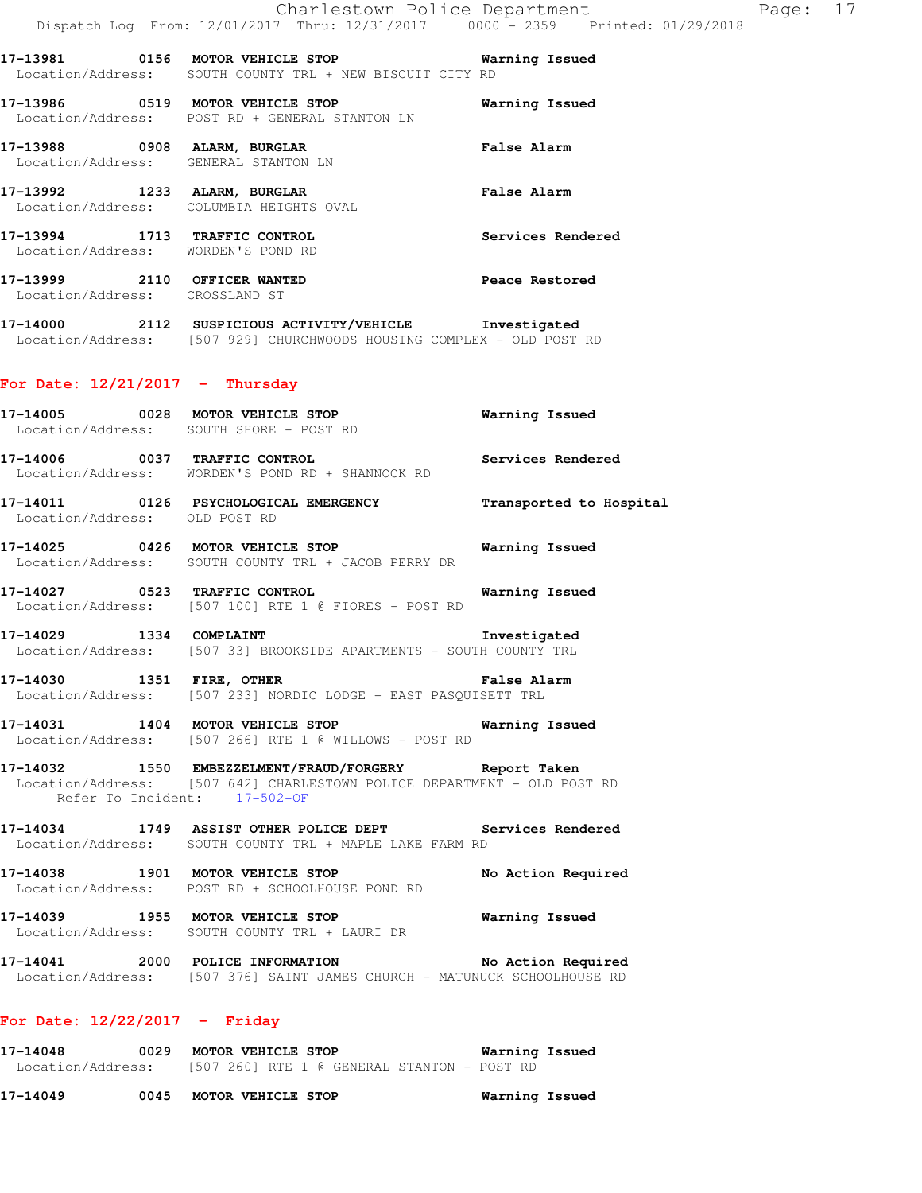17-13981 0156 MOTOR VEHICLE STOP Warning Issued
Location/Address: SOUTH COUNTY TRL + NEW BISCUIT CITY RD

17-13986 0519 MOTOR VEHICLE STOP Warning Issued
Location/Address: POST RD + GENERAL STANTON LN

17-13988 0908 ALARM, BURGLAR False Alarm
Location/Address: GENERAL STANTON LN

17-13992 1233 ALARM, BURGLAR False Alarm
Location/Address: COLUMBIA HEIGHTS OVAL

17-13994 1713 TRAFFIC CONTROL Services Rendered
Location/Address: WORDEN'S POND RD

17-13999 2110 OFFICER WANTED Peace Restored
Location/Address: CROSSLAND ST

17-14000 2112 SUSPICIOUS ACTIVITY/VEHICLE Investigated
Location/Address: [507 929] CHURCHWOODS HOUSING COMPLEX - OLD POST RD

## For Date: 12/21/2017 - Thursday

17-14005 0028 MOTOR VEHICLE STOP Warning Issued
Location/Address: SOUTH SHORE - POST RD

17-14006 0037 TRAFFIC CONTROL Services Rendered
Location/Address: WORDEN'S POND RD + SHANNOCK RD

17-14011 0126 PSYCHOLOGICAL EMERGENCY Transported to Hospital
Location/Address: OLD POST RD

17-14025 0426 MOTOR VEHICLE STOP Warning Issued
Location/Address: SOUTH COUNTY TRL + JACOB PERRY DR

17-14027 0523 TRAFFIC CONTROL Warning Issued
Location/Address: [507 100] RTE 1 @ FIORES - POST RD

17-14029 1334 COMPLAINT Investigated
Location/Address: [507 33] BROOKSIDE APARTMENTS - SOUTH COUNTY TRL

17-14030 1351 FIRE, OTHER False Alarm
Location/Address: [507 233] NORDIC LODGE - EAST PASQUISETT TRL

17-14031 1404 MOTOR VEHICLE STOP Warning Issued
Location/Address: [507 266] RTE 1 @ WILLOWS - POST RD

17-14032 1550 EMBEZZELMENT/FRAUD/FORGERY Report Taken
Location/Address: [507 642] CHARLESTOWN POLICE DEPARTMENT - OLD POST RD
Refer To Incident: 17-502-OF

17-14034 1749 ASSIST OTHER POLICE DEPT Services Rendered
Location/Address: SOUTH COUNTY TRL + MAPLE LAKE FARM RD

17-14038 1901 MOTOR VEHICLE STOP No Action Required
Location/Address: POST RD + SCHOOLHOUSE POND RD

17-14039 1955 MOTOR VEHICLE STOP Warning Issued
Location/Address: SOUTH COUNTY TRL + LAURI DR

17-14041 2000 POLICE INFORMATION No Action Required
Location/Address: [507 376] SAINT JAMES CHURCH - MATUNUCK SCHOOLHOUSE RD

## For Date: 12/22/2017 - Friday

17-14048 0029 MOTOR VEHICLE STOP Warning Issued
Location/Address: [507 260] RTE 1 @ GENERAL STANTON - POST RD

17-14049 0045 MOTOR VEHICLE STOP Warning Issued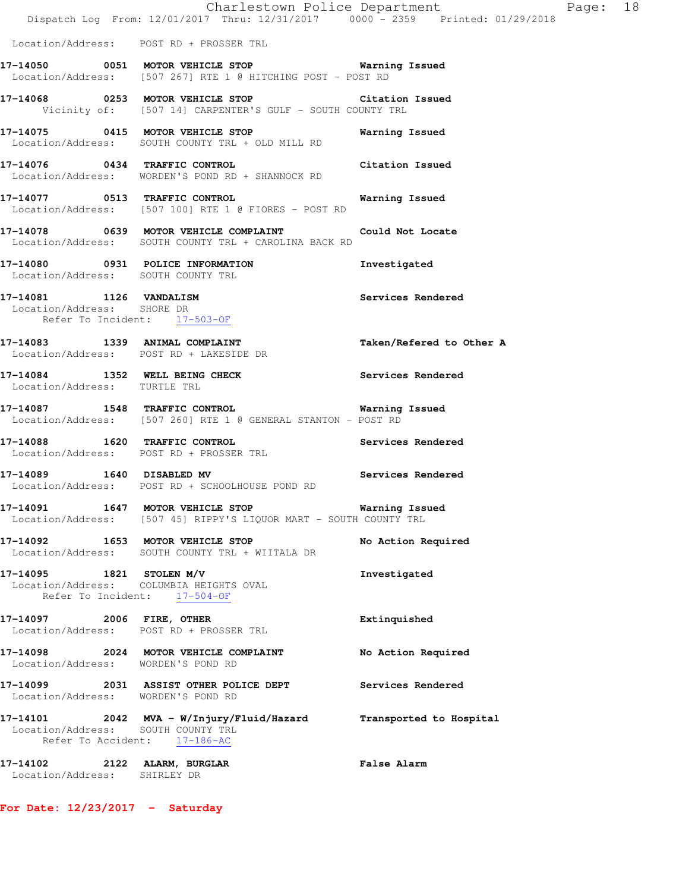Location/Address: POST RD + PROSSER TRL

**17-14050 0051 MOTOR VEHICLE STOP** — **Warning Issued**
Location/Address: [507 267] RTE 1 @ HITCHING POST - POST RD

**17-14068 0253 MOTOR VEHICLE STOP** — **Citation Issued**
Vicinity of: [507 14] CARPENTER'S GULF - SOUTH COUNTY TRL

**17-14075 0415 MOTOR VEHICLE STOP** — **Warning Issued**
Location/Address: SOUTH COUNTY TRL + OLD MILL RD

**17-14076 0434 TRAFFIC CONTROL** — **Citation Issued**
Location/Address: WORDEN'S POND RD + SHANNOCK RD

**17-14077 0513 TRAFFIC CONTROL** — **Warning Issued**
Location/Address: [507 100] RTE 1 @ FIORES - POST RD

**17-14078 0639 MOTOR VEHICLE COMPLAINT** — **Could Not Locate**
Location/Address: SOUTH COUNTY TRL + CAROLINA BACK RD

**17-14080 0931 POLICE INFORMATION** — **Investigated**
Location/Address: SOUTH COUNTY TRL

**17-14081 1126 VANDALISM** — **Services Rendered**
Location/Address: SHORE DR
Refer To Incident: 17-503-OF

**17-14083 1339 ANIMAL COMPLAINT** — **Taken/Refered to Other A**
Location/Address: POST RD + LAKESIDE DR

**17-14084 1352 WELL BEING CHECK** — **Services Rendered**
Location/Address: TURTLE TRL

**17-14087 1548 TRAFFIC CONTROL** — **Warning Issued**
Location/Address: [507 260] RTE 1 @ GENERAL STANTON - POST RD

**17-14088 1620 TRAFFIC CONTROL** — **Services Rendered**
Location/Address: POST RD + PROSSER TRL

**17-14089 1640 DISABLED MV** — **Services Rendered**
Location/Address: POST RD + SCHOOLHOUSE POND RD

**17-14091 1647 MOTOR VEHICLE STOP** — **Warning Issued**
Location/Address: [507 45] RIPPY'S LIQUOR MART - SOUTH COUNTY TRL

**17-14092 1653 MOTOR VEHICLE STOP** — **No Action Required**
Location/Address: SOUTH COUNTY TRL + WIITALA DR

**17-14095 1821 STOLEN M/V** — **Investigated**
Location/Address: COLUMBIA HEIGHTS OVAL
Refer To Incident: 17-504-OF

**17-14097 2006 FIRE, OTHER** — **Extinguished**
Location/Address: POST RD + PROSSER TRL

**17-14098 2024 MOTOR VEHICLE COMPLAINT** — **No Action Required**
Location/Address: WORDEN'S POND RD

**17-14099 2031 ASSIST OTHER POLICE DEPT** — **Services Rendered**
Location/Address: WORDEN'S POND RD

**17-14101 2042 MVA - W/Injury/Fluid/Hazard** — **Transported to Hospital**
Location/Address: SOUTH COUNTY TRL
Refer To Accident: 17-186-AC

**17-14102 2122 ALARM, BURGLAR** — **False Alarm**
Location/Address: SHIRLEY DR

**For Date: 12/23/2017 - Saturday**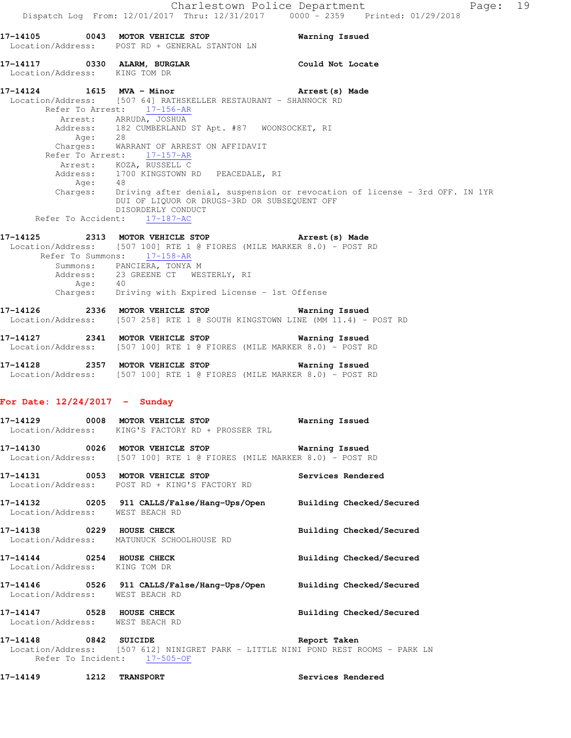**17-14105 0043 MOTOR VEHICLE STOP** — **Warning Issued**
Location/Address: POST RD + GENERAL STANTON LN

**17-14117 0330 ALARM, BURGLAR** — **Could Not Locate**
Location/Address: KING TOM DR

**17-14124 1615 MVA - Minor** — **Arrest(s) Made**
Location/Address: [507 64] RATHSKELLER RESTAURANT - SHANNOCK RD
Refer To Arrest: 17-156-AR
Arrest: ARRUDA, JOSHUA
Address: 182 CUMBERLAND ST Apt. #87 WOONSOCKET, RI
Age: 28
Charges: WARRANT OF ARREST ON AFFIDAVIT
Refer To Arrest: 17-157-AR
Arrest: KOZA, RUSSELL C
Address: 1700 KINGSTOWN RD PEACEDALE, RI
Age: 48
Charges: Driving after denial, suspension or revocation of license - 3rd OFF. IN 1YR
DUI OF LIQUOR OR DRUGS-3RD OR SUBSEQUENT OFF
DISORDERLY CONDUCT
Refer To Accident: 17-187-AC

**17-14125 2313 MOTOR VEHICLE STOP** — **Arrest(s) Made**
Location/Address: [507 100] RTE 1 @ FIORES (MILE MARKER 8.0) - POST RD
Refer To Summons: 17-158-AR
Summons: PANCIERA, TONYA M
Address: 23 GREENE CT WESTERLY, RI
Age: 40
Charges: Driving with Expired License - 1st Offense

**17-14126 2336 MOTOR VEHICLE STOP** — **Warning Issued**
Location/Address: [507 258] RTE 1 @ SOUTH KINGSTOWN LINE (MM 11.4) - POST RD

**17-14127 2341 MOTOR VEHICLE STOP** — **Warning Issued**
Location/Address: [507 100] RTE 1 @ FIORES (MILE MARKER 8.0) - POST RD

**17-14128 2357 MOTOR VEHICLE STOP** — **Warning Issued**
Location/Address: [507 100] RTE 1 @ FIORES (MILE MARKER 8.0) - POST RD

## For Date: 12/24/2017 - Sunday

**17-14129 0008 MOTOR VEHICLE STOP** — **Warning Issued**
Location/Address: KING'S FACTORY RD + PROSSER TRL

**17-14130 0026 MOTOR VEHICLE STOP** — **Warning Issued**
Location/Address: [507 100] RTE 1 @ FIORES (MILE MARKER 8.0) - POST RD

**17-14131 0053 MOTOR VEHICLE STOP** — **Services Rendered**
Location/Address: POST RD + KING'S FACTORY RD

**17-14132 0205 911 CALLS/False/Hang-Ups/Open** — **Building Checked/Secured**
Location/Address: WEST BEACH RD

**17-14138 0229 HOUSE CHECK** — **Building Checked/Secured**
Location/Address: MATUNUCK SCHOOLHOUSE RD

**17-14144 0254 HOUSE CHECK** — **Building Checked/Secured**
Location/Address: KING TOM DR

**17-14146 0526 911 CALLS/False/Hang-Ups/Open** — **Building Checked/Secured**
Location/Address: WEST BEACH RD

**17-14147 0528 HOUSE CHECK** — **Building Checked/Secured**
Location/Address: WEST BEACH RD

**17-14148 0842 SUICIDE** — **Report Taken**
Location/Address: [507 612] NINIGRET PARK - LITTLE NINI POND REST ROOMS - PARK LN
Refer To Incident: 17-505-OF

**17-14149 1212 TRANSPORT** — **Services Rendered**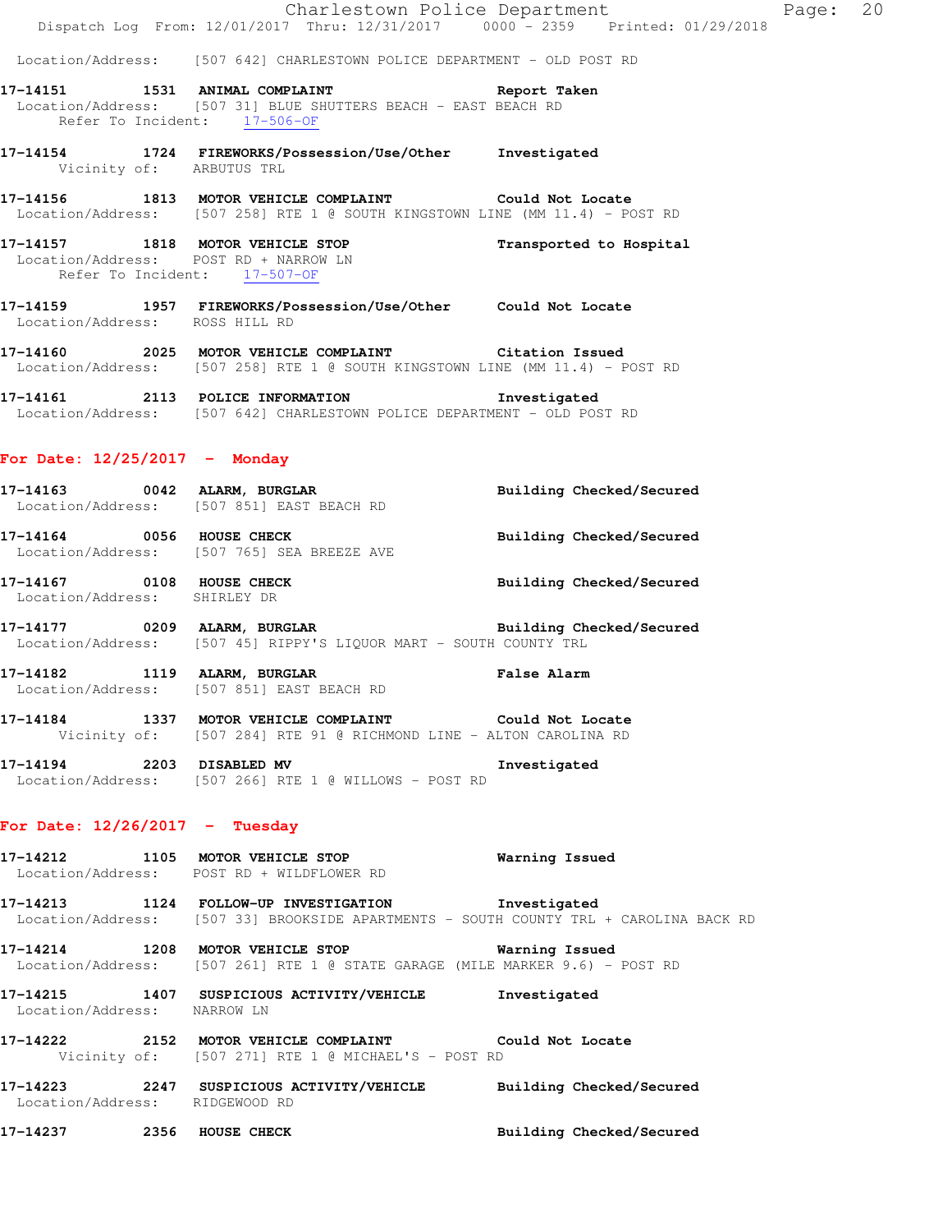Location/Address: [507 642] CHARLESTOWN POLICE DEPARTMENT - OLD POST RD

**17-14151 1531 ANIMAL COMPLAINT** **Report Taken**
Location/Address: [507 31] BLUE SHUTTERS BEACH - EAST BEACH RD
Refer To Incident: 17-506-OF

**17-14154 1724 FIREWORKS/Possession/Use/Other** **Investigated**
Vicinity of: ARBUTUS TRL

**17-14156 1813 MOTOR VEHICLE COMPLAINT** **Could Not Locate**
Location/Address: [507 258] RTE 1 @ SOUTH KINGSTOWN LINE (MM 11.4) - POST RD

**17-14157 1818 MOTOR VEHICLE STOP** **Transported to Hospital**
Location/Address: POST RD + NARROW LN
Refer To Incident: 17-507-OF

**17-14159 1957 FIREWORKS/Possession/Use/Other** **Could Not Locate**
Location/Address: ROSS HILL RD

**17-14160 2025 MOTOR VEHICLE COMPLAINT** **Citation Issued**
Location/Address: [507 258] RTE 1 @ SOUTH KINGSTOWN LINE (MM 11.4) - POST RD

**17-14161 2113 POLICE INFORMATION** **Investigated**
Location/Address: [507 642] CHARLESTOWN POLICE DEPARTMENT - OLD POST RD

## For Date: 12/25/2017 - Monday

**17-14163 0042 ALARM, BURGLAR** **Building Checked/Secured**
Location/Address: [507 851] EAST BEACH RD

**17-14164 0056 HOUSE CHECK** **Building Checked/Secured**
Location/Address: [507 765] SEA BREEZE AVE

**17-14167 0108 HOUSE CHECK** **Building Checked/Secured**
Location/Address: SHIRLEY DR

**17-14177 0209 ALARM, BURGLAR** **Building Checked/Secured**
Location/Address: [507 45] RIPPY'S LIQUOR MART - SOUTH COUNTY TRL

**17-14182 1119 ALARM, BURGLAR** **False Alarm**
Location/Address: [507 851] EAST BEACH RD

**17-14184 1337 MOTOR VEHICLE COMPLAINT** **Could Not Locate**
Vicinity of: [507 284] RTE 91 @ RICHMOND LINE - ALTON CAROLINA RD

**17-14194 2203 DISABLED MV** **Investigated**
Location/Address: [507 266] RTE 1 @ WILLOWS - POST RD

## For Date: 12/26/2017 - Tuesday

**17-14212 1105 MOTOR VEHICLE STOP** **Warning Issued**
Location/Address: POST RD + WILDFLOWER RD

**17-14213 1124 FOLLOW-UP INVESTIGATION** **Investigated**
Location/Address: [507 33] BROOKSIDE APARTMENTS - SOUTH COUNTY TRL + CAROLINA BACK RD

**17-14214 1208 MOTOR VEHICLE STOP** **Warning Issued**
Location/Address: [507 261] RTE 1 @ STATE GARAGE (MILE MARKER 9.6) - POST RD

**17-14215 1407 SUSPICIOUS ACTIVITY/VEHICLE** **Investigated**
Location/Address: NARROW LN

**17-14222 2152 MOTOR VEHICLE COMPLAINT** **Could Not Locate**
Vicinity of: [507 271] RTE 1 @ MICHAEL'S - POST RD

**17-14223 2247 SUSPICIOUS ACTIVITY/VEHICLE** **Building Checked/Secured**
Location/Address: RIDGEWOOD RD

**17-14237 2356 HOUSE CHECK** **Building Checked/Secured**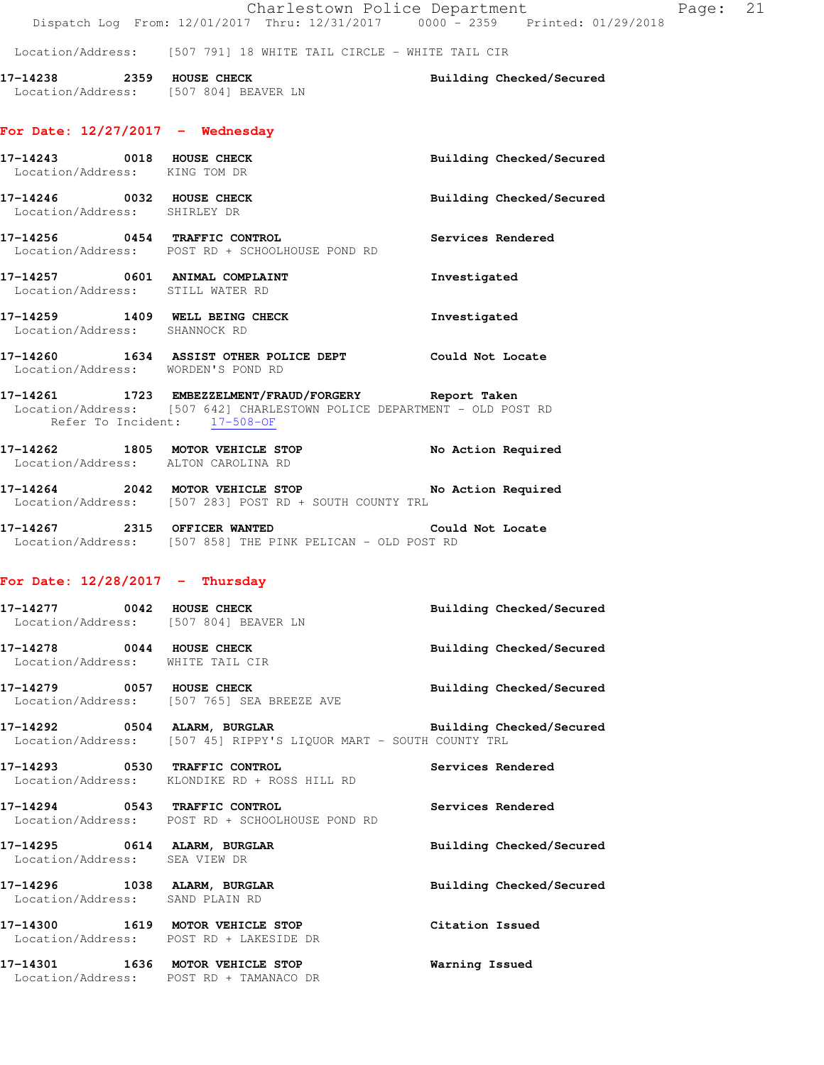Location/Address: [507 791] 18 WHITE TAIL CIRCLE - WHITE TAIL CIR

**17-14238 2359 HOUSE CHECK** Building Checked/Secured
Location/Address: [507 804] BEAVER LN

## For Date: 12/27/2017 - Wednesday

**17-14243 0018 HOUSE CHECK** Building Checked/Secured
Location/Address: KING TOM DR

**17-14246 0032 HOUSE CHECK** Building Checked/Secured
Location/Address: SHIRLEY DR

**17-14256 0454 TRAFFIC CONTROL** Services Rendered
Location/Address: POST RD + SCHOOLHOUSE POND RD

**17-14257 0601 ANIMAL COMPLAINT** Investigated
Location/Address: STILL WATER RD

**17-14259 1409 WELL BEING CHECK** Investigated
Location/Address: SHANNOCK RD

**17-14260 1634 ASSIST OTHER POLICE DEPT** Could Not Locate
Location/Address: WORDEN'S POND RD

**17-14261 1723 EMBEZZELMENT/FRAUD/FORGERY** Report Taken
Location/Address: [507 642] CHARLESTOWN POLICE DEPARTMENT - OLD POST RD
Refer To Incident: 17-508-OF

**17-14262 1805 MOTOR VEHICLE STOP** No Action Required
Location/Address: ALTON CAROLINA RD

**17-14264 2042 MOTOR VEHICLE STOP** No Action Required
Location/Address: [507 283] POST RD + SOUTH COUNTY TRL

**17-14267 2315 OFFICER WANTED** Could Not Locate
Location/Address: [507 858] THE PINK PELICAN - OLD POST RD

## For Date: 12/28/2017 - Thursday

**17-14277 0042 HOUSE CHECK** Building Checked/Secured
Location/Address: [507 804] BEAVER LN

**17-14278 0044 HOUSE CHECK** Building Checked/Secured
Location/Address: WHITE TAIL CIR

**17-14279 0057 HOUSE CHECK** Building Checked/Secured
Location/Address: [507 765] SEA BREEZE AVE

**17-14292 0504 ALARM, BURGLAR** Building Checked/Secured
Location/Address: [507 45] RIPPY'S LIQUOR MART - SOUTH COUNTY TRL

**17-14293 0530 TRAFFIC CONTROL** Services Rendered
Location/Address: KLONDIKE RD + ROSS HILL RD

**17-14294 0543 TRAFFIC CONTROL** Services Rendered
Location/Address: POST RD + SCHOOLHOUSE POND RD

**17-14295 0614 ALARM, BURGLAR** Building Checked/Secured
Location/Address: SEA VIEW DR

**17-14296 1038 ALARM, BURGLAR** Building Checked/Secured
Location/Address: SAND PLAIN RD

**17-14300 1619 MOTOR VEHICLE STOP** Citation Issued
Location/Address: POST RD + LAKESIDE DR

**17-14301 1636 MOTOR VEHICLE STOP** Warning Issued
Location/Address: POST RD + TAMANACO DR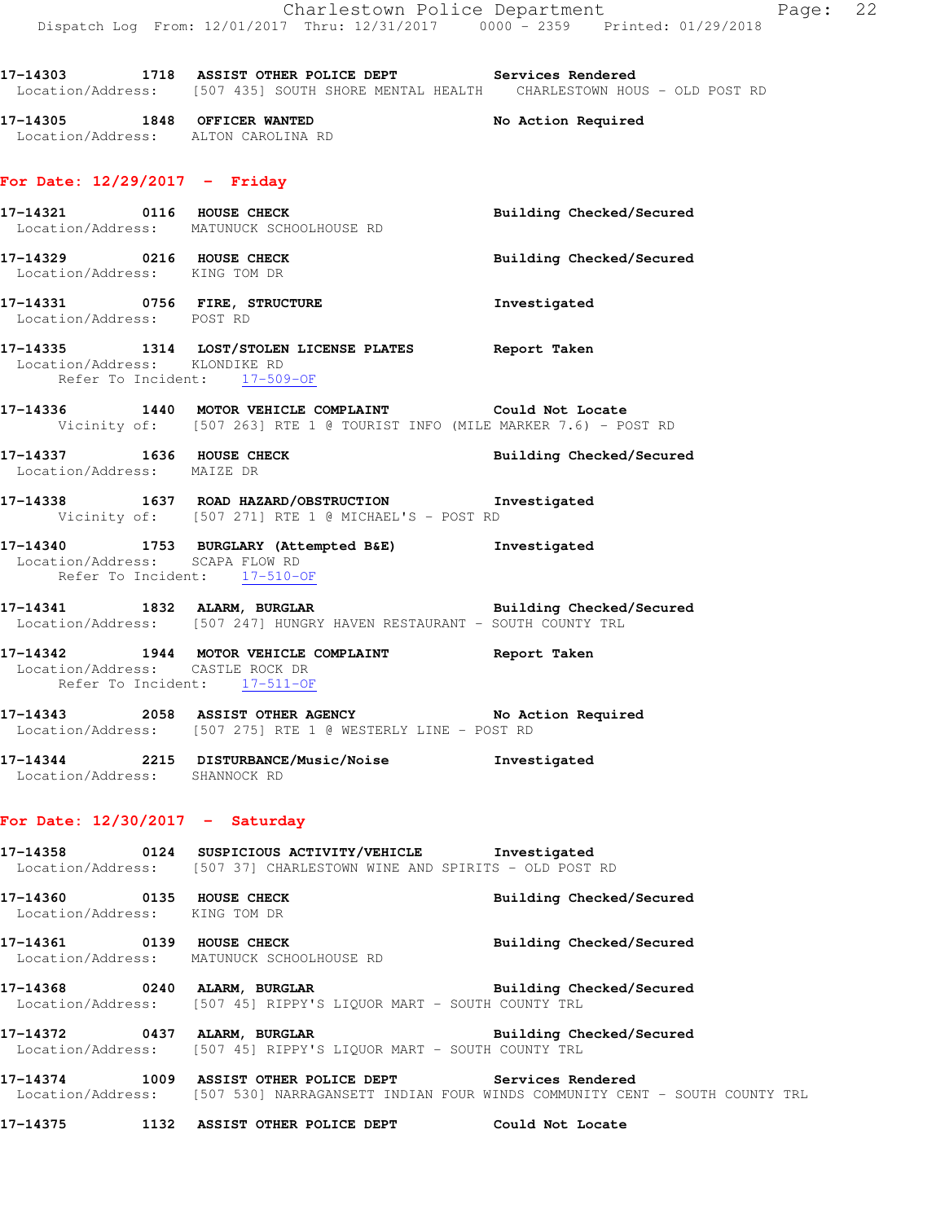**17-14303 1718 ASSIST OTHER POLICE DEPT** Services Rendered
Location/Address: [507 435] SOUTH SHORE MENTAL HEALTH CHARLESTOWN HOUS - OLD POST RD

**17-14305 1848 OFFICER WANTED** No Action Required
Location/Address: ALTON CAROLINA RD

## For Date: 12/29/2017 - Friday

**17-14321 0116 HOUSE CHECK** Building Checked/Secured
Location/Address: MATUNUCK SCHOOLHOUSE RD

**17-14329 0216 HOUSE CHECK** Building Checked/Secured
Location/Address: KING TOM DR

**17-14331 0756 FIRE, STRUCTURE** Investigated
Location/Address: POST RD

**17-14335 1314 LOST/STOLEN LICENSE PLATES** Report Taken
Location/Address: KLONDIKE RD
Refer To Incident: 17-509-OF

**17-14336 1440 MOTOR VEHICLE COMPLAINT** Could Not Locate
Vicinity of: [507 263] RTE 1 @ TOURIST INFO (MILE MARKER 7.6) - POST RD

**17-14337 1636 HOUSE CHECK** Building Checked/Secured
Location/Address: MAIZE DR

**17-14338 1637 ROAD HAZARD/OBSTRUCTION** Investigated
Vicinity of: [507 271] RTE 1 @ MICHAEL'S - POST RD

**17-14340 1753 BURGLARY (Attempted B&E)** Investigated
Location/Address: SCAPA FLOW RD
Refer To Incident: 17-510-OF

**17-14341 1832 ALARM, BURGLAR** Building Checked/Secured
Location/Address: [507 247] HUNGRY HAVEN RESTAURANT - SOUTH COUNTY TRL

**17-14342 1944 MOTOR VEHICLE COMPLAINT** Report Taken
Location/Address: CASTLE ROCK DR
Refer To Incident: 17-511-OF

**17-14343 2058 ASSIST OTHER AGENCY** No Action Required
Location/Address: [507 275] RTE 1 @ WESTERLY LINE - POST RD

**17-14344 2215 DISTURBANCE/Music/Noise** Investigated
Location/Address: SHANNOCK RD

## For Date: 12/30/2017 - Saturday

**17-14358 0124 SUSPICIOUS ACTIVITY/VEHICLE** Investigated
Location/Address: [507 37] CHARLESTOWN WINE AND SPIRITS - OLD POST RD

**17-14360 0135 HOUSE CHECK** Building Checked/Secured
Location/Address: KING TOM DR

**17-14361 0139 HOUSE CHECK** Building Checked/Secured
Location/Address: MATUNUCK SCHOOLHOUSE RD

**17-14368 0240 ALARM, BURGLAR** Building Checked/Secured
Location/Address: [507 45] RIPPY'S LIQUOR MART - SOUTH COUNTY TRL

**17-14372 0437 ALARM, BURGLAR** Building Checked/Secured
Location/Address: [507 45] RIPPY'S LIQUOR MART - SOUTH COUNTY TRL

**17-14374 1009 ASSIST OTHER POLICE DEPT** Services Rendered
Location/Address: [507 530] NARRAGANSETT INDIAN FOUR WINDS COMMUNITY CENT - SOUTH COUNTY TRL

**17-14375 1132 ASSIST OTHER POLICE DEPT** Could Not Locate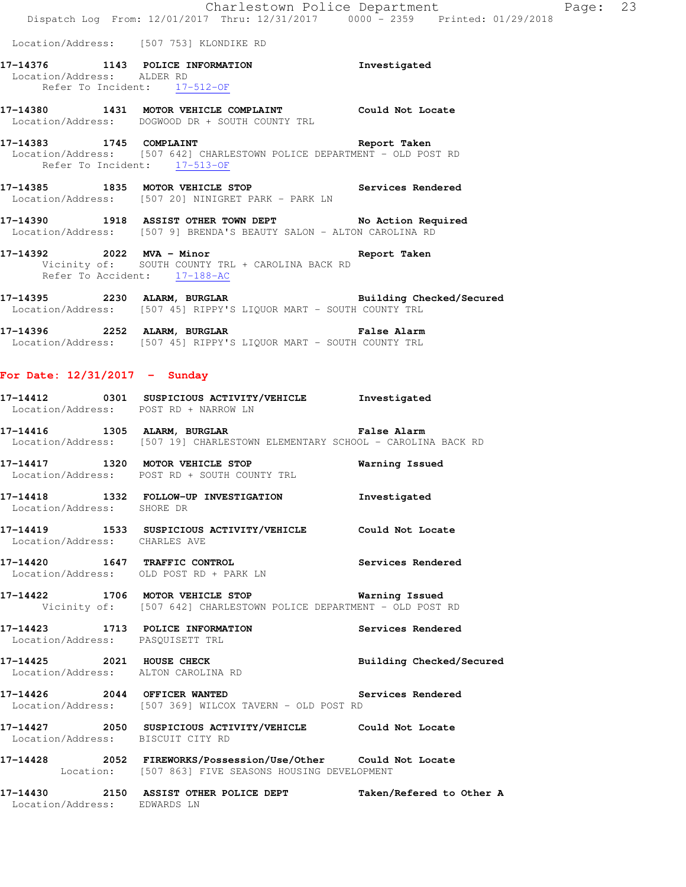Location/Address: [507 753] KLONDIKE RD

**17-14376 1143 POLICE INFORMATION** Investigated
Location/Address: ALDER RD
Refer To Incident: 17-512-OF

**17-14380 1431 MOTOR VEHICLE COMPLAINT** Could Not Locate
Location/Address: DOGWOOD DR + SOUTH COUNTY TRL

**17-14383 1745 COMPLAINT** Report Taken
Location/Address: [507 642] CHARLESTOWN POLICE DEPARTMENT - OLD POST RD
Refer To Incident: 17-513-OF

**17-14385 1835 MOTOR VEHICLE STOP** Services Rendered
Location/Address: [507 20] NINIGRET PARK - PARK LN

**17-14390 1918 ASSIST OTHER TOWN DEPT** No Action Required
Location/Address: [507 9] BRENDA'S BEAUTY SALON - ALTON CAROLINA RD

**17-14392 2022 MVA - Minor** Report Taken
Vicinity of: SOUTH COUNTY TRL + CAROLINA BACK RD
Refer To Accident: 17-188-AC

**17-14395 2230 ALARM, BURGLAR** Building Checked/Secured
Location/Address: [507 45] RIPPY'S LIQUOR MART - SOUTH COUNTY TRL

**17-14396 2252 ALARM, BURGLAR** False Alarm
Location/Address: [507 45] RIPPY'S LIQUOR MART - SOUTH COUNTY TRL

## For Date: 12/31/2017 - Sunday

**17-14412 0301 SUSPICIOUS ACTIVITY/VEHICLE** Investigated
Location/Address: POST RD + NARROW LN

**17-14416 1305 ALARM, BURGLAR** False Alarm
Location/Address: [507 19] CHARLESTOWN ELEMENTARY SCHOOL - CAROLINA BACK RD

**17-14417 1320 MOTOR VEHICLE STOP** Warning Issued
Location/Address: POST RD + SOUTH COUNTY TRL

**17-14418 1332 FOLLOW-UP INVESTIGATION** Investigated
Location/Address: SHORE DR

**17-14419 1533 SUSPICIOUS ACTIVITY/VEHICLE** Could Not Locate
Location/Address: CHARLES AVE

**17-14420 1647 TRAFFIC CONTROL** Services Rendered
Location/Address: OLD POST RD + PARK LN

**17-14422 1706 MOTOR VEHICLE STOP** Warning Issued
Vicinity of: [507 642] CHARLESTOWN POLICE DEPARTMENT - OLD POST RD

**17-14423 1713 POLICE INFORMATION** Services Rendered
Location/Address: PASQUISETT TRL

**17-14425 2021 HOUSE CHECK** Building Checked/Secured
Location/Address: ALTON CAROLINA RD

**17-14426 2044 OFFICER WANTED** Services Rendered
Location/Address: [507 369] WILCOX TAVERN - OLD POST RD

**17-14427 2050 SUSPICIOUS ACTIVITY/VEHICLE** Could Not Locate
Location/Address: BISCUIT CITY RD

**17-14428 2052 FIREWORKS/Possession/Use/Other** Could Not Locate
Location: [507 863] FIVE SEASONS HOUSING DEVELOPMENT

**17-14430 2150 ASSIST OTHER POLICE DEPT** Taken/Refered to Other A
Location/Address: EDWARDS LN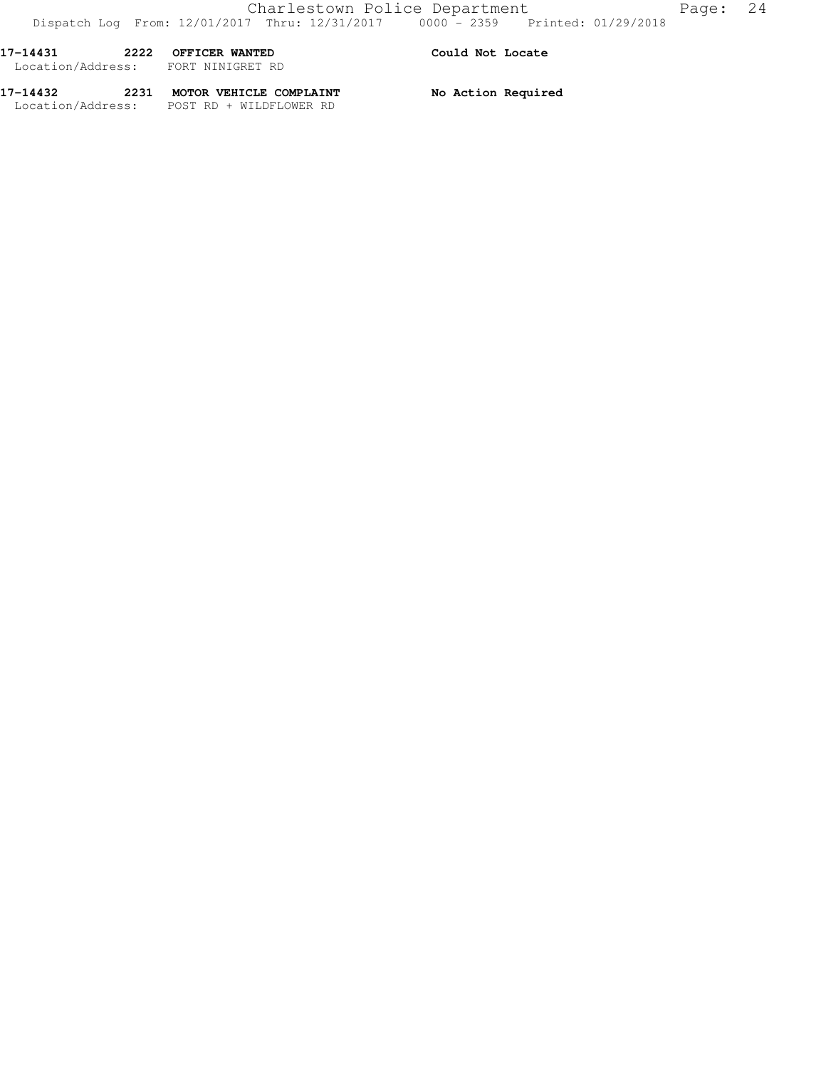**17-14431 2222 OFFICER WANTED** **Could Not Locate**
Location/Address: FORT NINIGRET RD

**17-14432 2231 MOTOR VEHICLE COMPLAINT** **No Action Required**
Location/Address: POST RD + WILDFLOWER RD